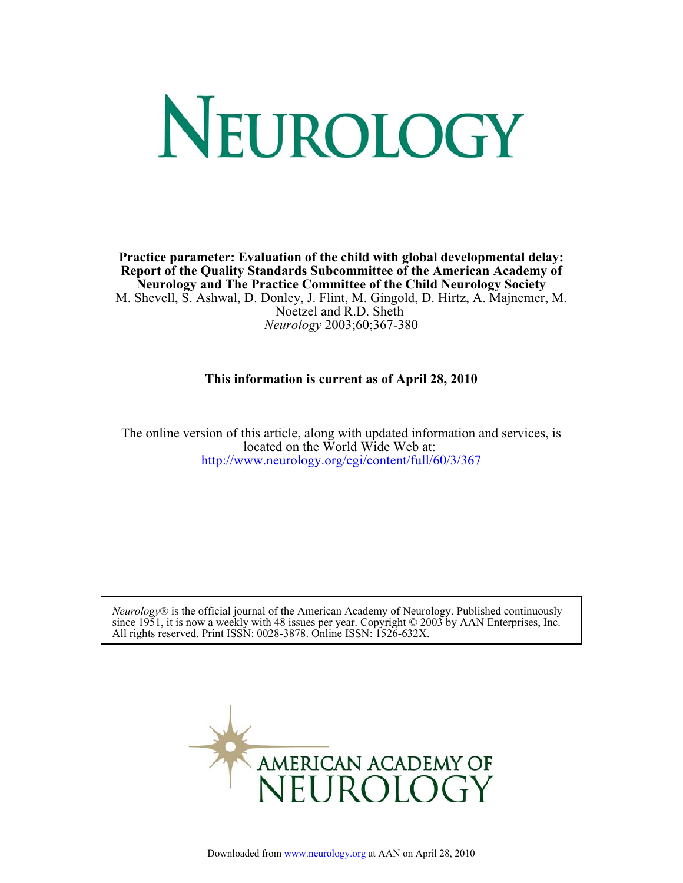# NEUROLOGY

**Practice parameter: Evaluation of the child with global developmental delay: Report of the Quality Standards Subcommittee of the American Academy of Neurology and The Practice Committee of the Child Neurology Society**

M. Shevell, S. Ashwal, D. Donley, J. Flint, M. Gingold, D. Hirtz, A. Majnemer, M. Noetzel and R.D. Sheth

*Neurology* 2003;60;367-380

**This information is current as of April 28, 2010**

The online version of this article, along with updated information and services, is located on the World Wide Web at:
http://www.neurology.org/cgi/content/full/60/3/367

*Neurology*® is the official journal of the American Academy of Neurology. Published continuously since 1951, it is now a weekly with 48 issues per year. Copyright © 2003 by AAN Enterprises, Inc. All rights reserved. Print ISSN: 0028-3878. Online ISSN: 1526-632X.

AMERICAN ACADEMY OF NEUROLOGY

Downloaded from www.neurology.org at AAN on April 28, 2010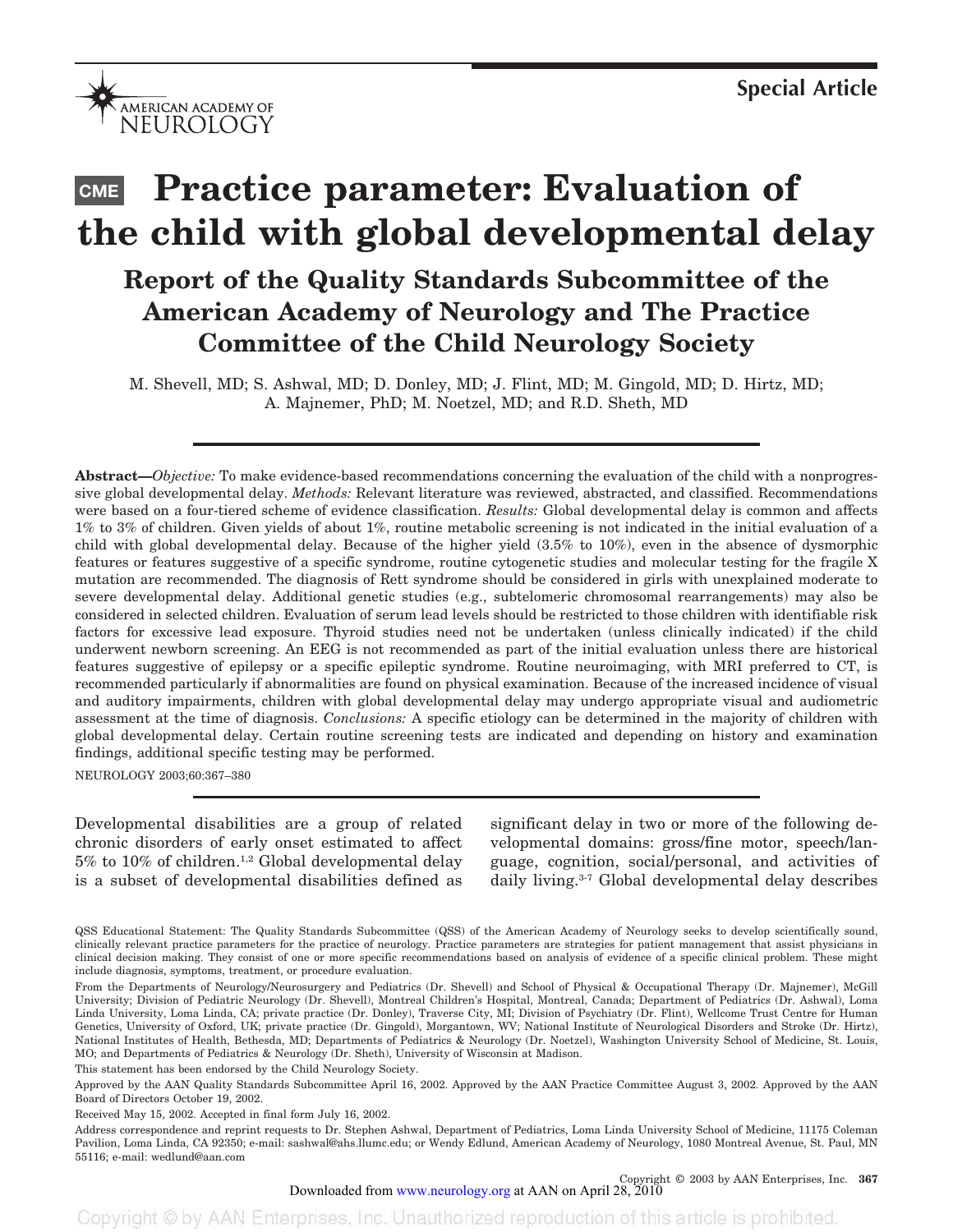Special Article

# Practice parameter: Evaluation of the child with global developmental delay

## Report of the Quality Standards Subcommittee of the American Academy of Neurology and The Practice Committee of the Child Neurology Society

M. Shevell, MD; S. Ashwal, MD; D. Donley, MD; J. Flint, MD; M. Gingold, MD; D. Hirtz, MD; A. Majnemer, PhD; M. Noetzel, MD; and R.D. Sheth, MD

**Abstract**—*Objective:* To make evidence-based recommendations concerning the evaluation of the child with a nonprogressive global developmental delay. *Methods:* Relevant literature was reviewed, abstracted, and classified. Recommendations were based on a four-tiered scheme of evidence classification. *Results:* Global developmental delay is common and affects 1% to 3% of children. Given yields of about 1%, routine metabolic screening is not indicated in the initial evaluation of a child with global developmental delay. Because of the higher yield (3.5% to 10%), even in the absence of dysmorphic features or features suggestive of a specific syndrome, routine cytogenetic studies and molecular testing for the fragile X mutation are recommended. The diagnosis of Rett syndrome should be considered in girls with unexplained moderate to severe developmental delay. Additional genetic studies (e.g., subtelomeric chromosomal rearrangements) may also be considered in selected children. Evaluation of serum lead levels should be restricted to those children with identifiable risk factors for excessive lead exposure. Thyroid studies need not be undertaken (unless clinically indicated) if the child underwent newborn screening. An EEG is not recommended as part of the initial evaluation unless there are historical features suggestive of epilepsy or a specific epileptic syndrome. Routine neuroimaging, with MRI preferred to CT, is recommended particularly if abnormalities are found on physical examination. Because of the increased incidence of visual and auditory impairments, children with global developmental delay may undergo appropriate visual and audiometric assessment at the time of diagnosis. *Conclusions:* A specific etiology can be determined in the majority of children with global developmental delay. Certain routine screening tests are indicated and depending on history and examination findings, additional specific testing may be performed.

NEUROLOGY 2003;60:367–380

Developmental disabilities are a group of related chronic disorders of early onset estimated to affect 5% to 10% of children.[1,2] Global developmental delay is a subset of developmental disabilities defined as significant delay in two or more of the following developmental domains: gross/fine motor, speech/language, cognition, social/personal, and activities of daily living.[3-7] Global developmental delay describes

QSS Educational Statement: The Quality Standards Subcommittee (QSS) of the American Academy of Neurology seeks to develop scientifically sound, clinically relevant practice parameters for the practice of neurology. Practice parameters are strategies for patient management that assist physicians in clinical decision making. They consist of one or more specific recommendations based on analysis of evidence of a specific clinical problem. These might include diagnosis, symptoms, treatment, or procedure evaluation.

From the Departments of Neurology/Neurosurgery and Pediatrics (Dr. Shevell) and School of Physical & Occupational Therapy (Dr. Majnemer), McGill University; Division of Pediatric Neurology (Dr. Shevell), Montreal Children's Hospital, Montreal, Canada; Department of Pediatrics (Dr. Ashwal), Loma Linda University, Loma Linda, CA; private practice (Dr. Donley), Traverse City, MI; Division of Psychiatry (Dr. Flint), Wellcome Trust Centre for Human Genetics, University of Oxford, UK; private practice (Dr. Gingold), Morgantown, WV; National Institute of Neurological Disorders and Stroke (Dr. Hirtz), National Institutes of Health, Bethesda, MD; Departments of Pediatrics & Neurology (Dr. Noetzel), Washington University School of Medicine, St. Louis, MO; and Departments of Pediatrics & Neurology (Dr. Sheth), University of Wisconsin at Madison.

This statement has been endorsed by the Child Neurology Society.

Approved by the AAN Quality Standards Subcommittee April 16, 2002. Approved by the AAN Practice Committee August 3, 2002. Approved by the AAN Board of Directors October 19, 2002.

Received May 15, 2002. Accepted in final form July 16, 2002.

Address correspondence and reprint requests to Dr. Stephen Ashwal, Department of Pediatrics, Loma Linda University School of Medicine, 11175 Coleman Pavilion, Loma Linda, CA 92350; e-mail: sashwal@ahs.llumc.edu; or Wendy Edlund, American Academy of Neurology, 1080 Montreal Avenue, St. Paul, MN 55116; e-mail: wedlund@aan.com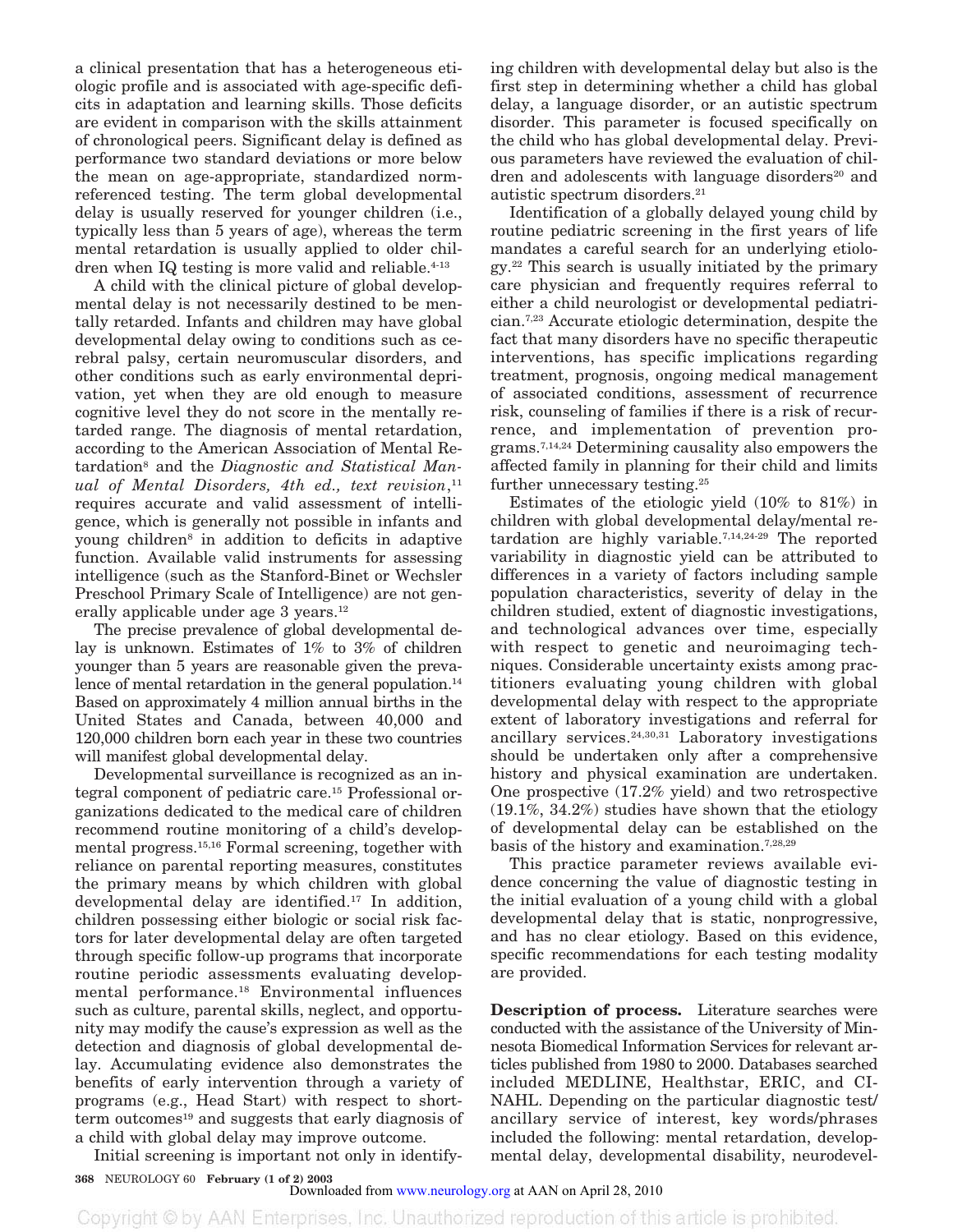a clinical presentation that has a heterogeneous etiologic profile and is associated with age-specific deficits in adaptation and learning skills. Those deficits are evident in comparison with the skills attainment of chronological peers. Significant delay is defined as performance two standard deviations or more below the mean on age-appropriate, standardized norm-referenced testing. The term global developmental delay is usually reserved for younger children (i.e., typically less than 5 years of age), whereas the term mental retardation is usually applied to older children when IQ testing is more valid and reliable.[4-13]

A child with the clinical picture of global developmental delay is not necessarily destined to be mentally retarded. Infants and children may have global developmental delay owing to conditions such as cerebral palsy, certain neuromuscular disorders, and other conditions such as early environmental deprivation, yet when they are old enough to measure cognitive level they do not score in the mentally retarded range. The diagnosis of mental retardation, according to the American Association of Mental Retardation[8] and the *Diagnostic and Statistical Manual of Mental Disorders, 4th ed., text revision*,[11] requires accurate and valid assessment of intelligence, which is generally not possible in infants and young children[8] in addition to deficits in adaptive function. Available valid instruments for assessing intelligence (such as the Stanford-Binet or Wechsler Preschool Primary Scale of Intelligence) are not generally applicable under age 3 years.[12]

The precise prevalence of global developmental delay is unknown. Estimates of 1% to 3% of children younger than 5 years are reasonable given the prevalence of mental retardation in the general population.[14] Based on approximately 4 million annual births in the United States and Canada, between 40,000 and 120,000 children born each year in these two countries will manifest global developmental delay.

Developmental surveillance is recognized as an integral component of pediatric care.[15] Professional organizations dedicated to the medical care of children recommend routine monitoring of a child's developmental progress.[15,16] Formal screening, together with reliance on parental reporting measures, constitutes the primary means by which children with global developmental delay are identified.[17] In addition, children possessing either biologic or social risk factors for later developmental delay are often targeted through specific follow-up programs that incorporate routine periodic assessments evaluating developmental performance.[18] Environmental influences such as culture, parental skills, neglect, and opportunity may modify the cause's expression as well as the detection and diagnosis of global developmental delay. Accumulating evidence also demonstrates the benefits of early intervention through a variety of programs (e.g., Head Start) with respect to short-term outcomes[19] and suggests that early diagnosis of a child with global delay may improve outcome.

Initial screening is important not only in identifying children with developmental delay but also is the first step in determining whether a child has global delay, a language disorder, or an autistic spectrum disorder. This parameter is focused specifically on the child who has global developmental delay. Previous parameters have reviewed the evaluation of children and adolescents with language disorders[20] and autistic spectrum disorders.[21]

Identification of a globally delayed young child by routine pediatric screening in the first years of life mandates a careful search for an underlying etiology.[22] This search is usually initiated by the primary care physician and frequently requires referral to either a child neurologist or developmental pediatrician.[7,23] Accurate etiologic determination, despite the fact that many disorders have no specific therapeutic interventions, has specific implications regarding treatment, prognosis, ongoing medical management of associated conditions, assessment of recurrence risk, counseling of families if there is a risk of recurrence, and implementation of prevention programs.[7,14,24] Determining causality also empowers the affected family in planning for their child and limits further unnecessary testing.[25]

Estimates of the etiologic yield (10% to 81%) in children with global developmental delay/mental retardation are highly variable.[7,14,24-29] The reported variability in diagnostic yield can be attributed to differences in a variety of factors including sample population characteristics, severity of delay in the children studied, extent of diagnostic investigations, and technological advances over time, especially with respect to genetic and neuroimaging techniques. Considerable uncertainty exists among practitioners evaluating young children with global developmental delay with respect to the appropriate extent of laboratory investigations and referral for ancillary services.[24,30,31] Laboratory investigations should be undertaken only after a comprehensive history and physical examination are undertaken. One prospective (17.2% yield) and two retrospective (19.1%, 34.2%) studies have shown that the etiology of developmental delay can be established on the basis of the history and examination.[7,28,29]

This practice parameter reviews available evidence concerning the value of diagnostic testing in the initial evaluation of a young child with a global developmental delay that is static, nonprogressive, and has no clear etiology. Based on this evidence, specific recommendations for each testing modality are provided.

**Description of process.** Literature searches were conducted with the assistance of the University of Minnesota Biomedical Information Services for relevant articles published from 1980 to 2000. Databases searched included MEDLINE, Healthstar, ERIC, and CINAHL. Depending on the particular diagnostic test/ancillary service of interest, key words/phrases included the following: mental retardation, developmental delay, developmental disability, neurodevel-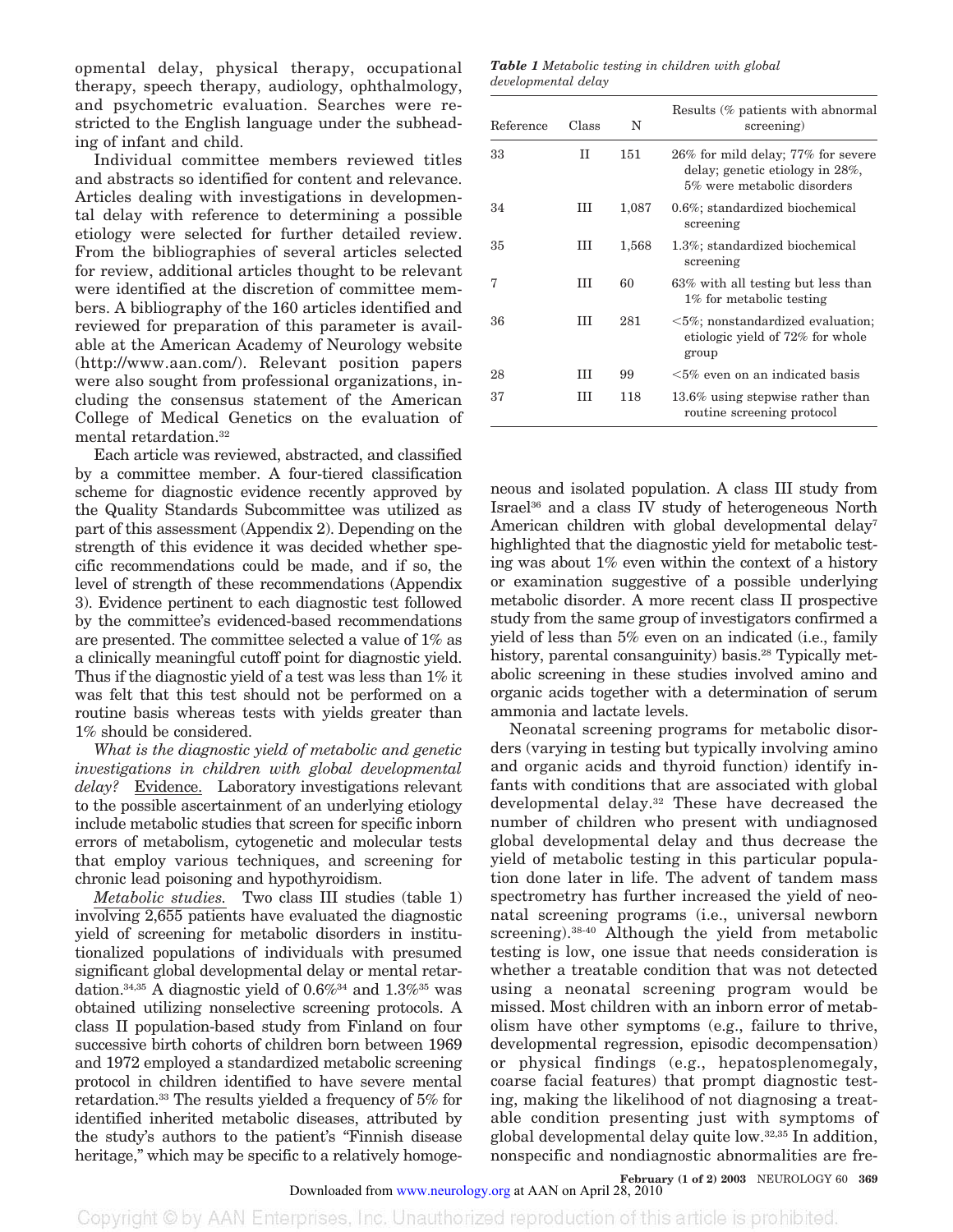opmental delay, physical therapy, occupational therapy, speech therapy, audiology, ophthalmology, and psychometric evaluation. Searches were restricted to the English language under the subheading of infant and child.

Individual committee members reviewed titles and abstracts so identified for content and relevance. Articles dealing with investigations in developmental delay with reference to determining a possible etiology were selected for further detailed review. From the bibliographies of several articles selected for review, additional articles thought to be relevant were identified at the discretion of committee members. A bibliography of the 160 articles identified and reviewed for preparation of this parameter is available at the American Academy of Neurology website (http://www.aan.com/). Relevant position papers were also sought from professional organizations, including the consensus statement of the American College of Medical Genetics on the evaluation of mental retardation.[32]

Each article was reviewed, abstracted, and classified by a committee member. A four-tiered classification scheme for diagnostic evidence recently approved by the Quality Standards Subcommittee was utilized as part of this assessment (Appendix 2). Depending on the strength of this evidence it was decided whether specific recommendations could be made, and if so, the level of strength of these recommendations (Appendix 3). Evidence pertinent to each diagnostic test followed by the committee's evidenced-based recommendations are presented. The committee selected a value of 1% as a clinically meaningful cutoff point for diagnostic yield. Thus if the diagnostic yield of a test was less than 1% it was felt that this test should not be performed on a routine basis whereas tests with yields greater than 1% should be considered.

*What is the diagnostic yield of metabolic and genetic investigations in children with global developmental delay?* Evidence. Laboratory investigations relevant to the possible ascertainment of an underlying etiology include metabolic studies that screen for specific inborn errors of metabolism, cytogenetic and molecular tests that employ various techniques, and screening for chronic lead poisoning and hypothyroidism.

*Metabolic studies.* Two class III studies (table 1) involving 2,655 patients have evaluated the diagnostic yield of screening for metabolic disorders in institutionalized populations of individuals with presumed significant global developmental delay or mental retardation.[34,35] A diagnostic yield of 0.6%[34] and 1.3%[35] was obtained utilizing nonselective screening protocols. A class II population-based study from Finland on four successive birth cohorts of children born between 1969 and 1972 employed a standardized metabolic screening protocol in children identified to have severe mental retardation.[33] The results yielded a frequency of 5% for identified inherited metabolic diseases, attributed by the study's authors to the patient's "Finnish disease heritage," which may be specific to a relatively homogeneous and isolated population. A class III study from Israel[36] and a class IV study of heterogeneous North American children with global developmental delay[7] highlighted that the diagnostic yield for metabolic testing was about 1% even within the context of a history or examination suggestive of a possible underlying metabolic disorder. A more recent class II prospective study from the same group of investigators confirmed a yield of less than 5% even on an indicated (i.e., family history, parental consanguinity) basis.[28] Typically metabolic screening in these studies involved amino and organic acids together with a determination of serum ammonia and lactate levels.

***Table 1*** *Metabolic testing in children with global developmental delay*

| Reference | Class | N | Results (% patients with abnormal screening) |
|---|---|---|---|
| 33 | II | 151 | 26% for mild delay; 77% for severe delay; genetic etiology in 28%, 5% were metabolic disorders |
| 34 | III | 1,087 | 0.6%; standardized biochemical screening |
| 35 | III | 1,568 | 1.3%; standardized biochemical screening |
| 7 | III | 60 | 63% with all testing but less than 1% for metabolic testing |
| 36 | III | 281 | <5%; nonstandardized evaluation; etiologic yield of 72% for whole group |
| 28 | III | 99 | <5% even on an indicated basis |
| 37 | III | 118 | 13.6% using stepwise rather than routine screening protocol |

Neonatal screening programs for metabolic disorders (varying in testing but typically involving amino and organic acids and thyroid function) identify infants with conditions that are associated with global developmental delay.[32] These have decreased the number of children who present with undiagnosed global developmental delay and thus decrease the yield of metabolic testing in this particular population done later in life. The advent of tandem mass spectrometry has further increased the yield of neonatal screening programs (i.e., universal newborn screening).[38-40] Although the yield from metabolic testing is low, one issue that needs consideration is whether a treatable condition that was not detected using a neonatal screening program would be missed. Most children with an inborn error of metabolism have other symptoms (e.g., failure to thrive, developmental regression, episodic decompensation) or physical findings (e.g., hepatosplenomegaly, coarse facial features) that prompt diagnostic testing, making the likelihood of not diagnosing a treatable condition presenting just with symptoms of global developmental delay quite low.[32,35] In addition, nonspecific and nondiagnostic abnormalities are fre-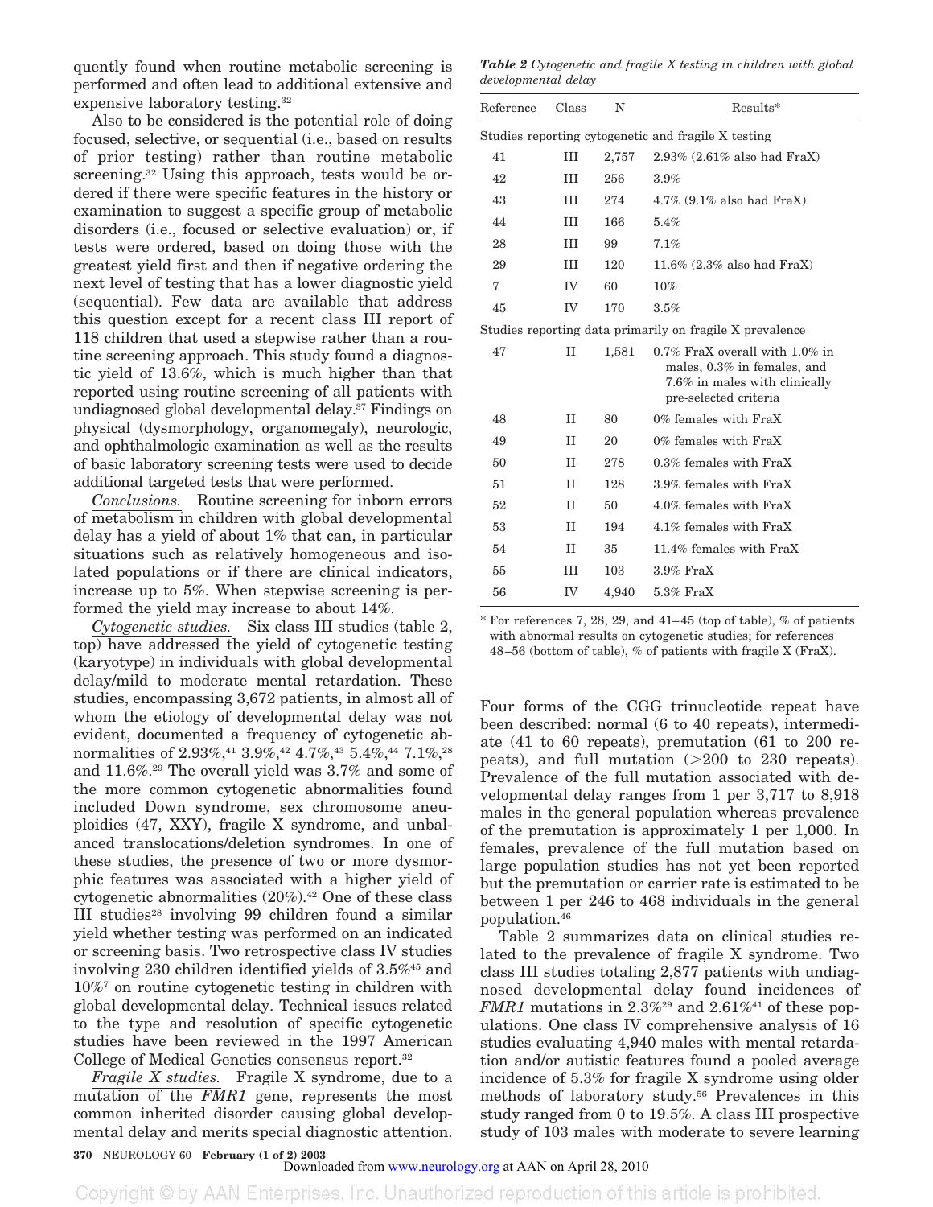quently found when routine metabolic screening is performed and often lead to additional extensive and expensive laboratory testing.[32]

Also to be considered is the potential role of doing focused, selective, or sequential (i.e., based on results of prior testing) rather than routine metabolic screening.[32] Using this approach, tests would be ordered if there were specific features in the history or examination to suggest a specific group of metabolic disorders (i.e., focused or selective evaluation) or, if tests were ordered, based on doing those with the greatest yield first and then if negative ordering the next level of testing that has a lower diagnostic yield (sequential). Few data are available that address this question except for a recent class III report of 118 children that used a stepwise rather than a routine screening approach. This study found a diagnostic yield of 13.6%, which is much higher than that reported using routine screening of all patients with undiagnosed global developmental delay.[37] Findings on physical (dysmorphology, organomegaly), neurologic, and ophthalmologic examination as well as the results of basic laboratory screening tests were used to decide additional targeted tests that were performed.

*Conclusions.* Routine screening for inborn errors of metabolism in children with global developmental delay has a yield of about 1% that can, in particular situations such as relatively homogeneous and isolated populations or if there are clinical indicators, increase up to 5%. When stepwise screening is performed the yield may increase to about 14%.

*Cytogenetic studies.* Six class III studies (table 2, top) have addressed the yield of cytogenetic testing (karyotype) in individuals with global developmental delay/mild to moderate mental retardation. These studies, encompassing 3,672 patients, in almost all of whom the etiology of developmental delay was not evident, documented a frequency of cytogenetic abnormalities of 2.93%,[41] 3.9%,[42] 4.7%,[43] 5.4%,[44] 7.1%,[28] and 11.6%.[29] The overall yield was 3.7% and some of the more common cytogenetic abnormalities found included Down syndrome, sex chromosome aneuploidies (47, XXY), fragile X syndrome, and unbalanced translocations/deletion syndromes. In one of these studies, the presence of two or more dysmorphic features was associated with a higher yield of cytogenetic abnormalities (20%).[42] One of these class III studies[28] involving 99 children found a similar yield whether testing was performed on an indicated or screening basis. Two retrospective class IV studies involving 230 children identified yields of 3.5%[45] and 10%[7] on routine cytogenetic testing in children with global developmental delay. Technical issues related to the type and resolution of specific cytogenetic studies have been reviewed in the 1997 American College of Medical Genetics consensus report.[32]

*Fragile X studies.* Fragile X syndrome, due to a mutation of the *FMR1* gene, represents the most common inherited disorder causing global developmental delay and merits special diagnostic attention.

***Table 2*** *Cytogenetic and fragile X testing in children with global developmental delay*

| Reference | Class | N | Results* |
|---|---|---|---|
| Studies reporting cytogenetic and fragile X testing | | | |
| 41 | III | 2,757 | 2.93% (2.61% also had FraX) |
| 42 | III | 256 | 3.9% |
| 43 | III | 274 | 4.7% (9.1% also had FraX) |
| 44 | III | 166 | 5.4% |
| 28 | III | 99 | 7.1% |
| 29 | III | 120 | 11.6% (2.3% also had FraX) |
| 7 | IV | 60 | 10% |
| 45 | IV | 170 | 3.5% |
| Studies reporting data primarily on fragile X prevalence | | | |
| 47 | II | 1,581 | 0.7% FraX overall with 1.0% in males, 0.3% in females, and 7.6% in males with clinically pre-selected criteria |
| 48 | II | 80 | 0% females with FraX |
| 49 | II | 20 | 0% females with FraX |
| 50 | II | 278 | 0.3% females with FraX |
| 51 | II | 128 | 3.9% females with FraX |
| 52 | II | 50 | 4.0% females with FraX |
| 53 | II | 194 | 4.1% females with FraX |
| 54 | II | 35 | 11.4% females with FraX |
| 55 | III | 103 | 3.9% FraX |
| 56 | IV | 4,940 | 5.3% FraX |

\* For references 7, 28, 29, and 41–45 (top of table), % of patients with abnormal results on cytogenetic studies; for references 48–56 (bottom of table), % of patients with fragile X (FraX).

Four forms of the CGG trinucleotide repeat have been described: normal (6 to 40 repeats), intermediate (41 to 60 repeats), premutation (61 to 200 repeats), and full mutation (>200 to 230 repeats). Prevalence of the full mutation associated with developmental delay ranges from 1 per 3,717 to 8,918 males in the general population whereas prevalence of the premutation is approximately 1 per 1,000. In females, prevalence of the full mutation based on large population studies has not yet been reported but the premutation or carrier rate is estimated to be between 1 per 246 to 468 individuals in the general population.[46]

Table 2 summarizes data on clinical studies related to the prevalence of fragile X syndrome. Two class III studies totaling 2,877 patients with undiagnosed developmental delay found incidences of *FMR1* mutations in 2.3%[29] and 2.61%[41] of these populations. One class IV comprehensive analysis of 16 studies evaluating 4,940 males with mental retardation and/or autistic features found a pooled average incidence of 5.3% for fragile X syndrome using older methods of laboratory study.[56] Prevalences in this study ranged from 0 to 19.5%. A class III prospective study of 103 males with moderate to severe learning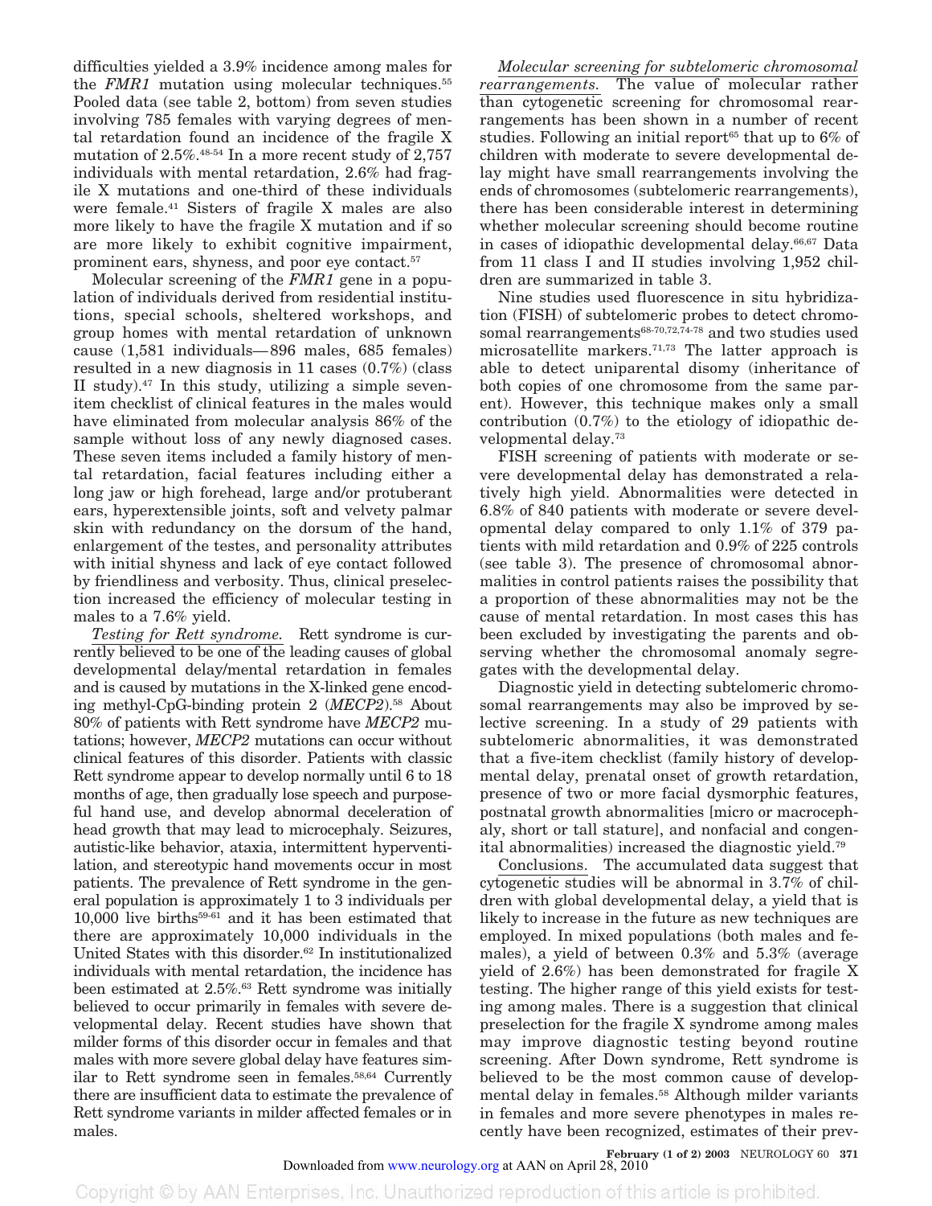difficulties yielded a 3.9% incidence among males for the *FMR1* mutation using molecular techniques.[55] Pooled data (see table 2, bottom) from seven studies involving 785 females with varying degrees of mental retardation found an incidence of the fragile X mutation of 2.5%.[48-54] In a more recent study of 2,757 individuals with mental retardation, 2.6% had fragile X mutations and one-third of these individuals were female.[41] Sisters of fragile X males are also more likely to have the fragile X mutation and if so are more likely to exhibit cognitive impairment, prominent ears, shyness, and poor eye contact.[57]

Molecular screening of the *FMR1* gene in a population of individuals derived from residential institutions, special schools, sheltered workshops, and group homes with mental retardation of unknown cause (1,581 individuals—896 males, 685 females) resulted in a new diagnosis in 11 cases (0.7%) (class II study).[47] In this study, utilizing a simple seven-item checklist of clinical features in the males would have eliminated from molecular analysis 86% of the sample without loss of any newly diagnosed cases. These seven items included a family history of mental retardation, facial features including either a long jaw or high forehead, large and/or protuberant ears, hyperextensible joints, soft and velvety palmar skin with redundancy on the dorsum of the hand, enlargement of the testes, and personality attributes with initial shyness and lack of eye contact followed by friendliness and verbosity. Thus, clinical preselection increased the efficiency of molecular testing in males to a 7.6% yield.

*Testing for Rett syndrome.* Rett syndrome is currently believed to be one of the leading causes of global developmental delay/mental retardation in females and is caused by mutations in the X-linked gene encoding methyl-CpG-binding protein 2 (*MECP2*).[58] About 80% of patients with Rett syndrome have *MECP2* mutations; however, *MECP2* mutations can occur without clinical features of this disorder. Patients with classic Rett syndrome appear to develop normally until 6 to 18 months of age, then gradually lose speech and purposeful hand use, and develop abnormal deceleration of head growth that may lead to microcephaly. Seizures, autistic-like behavior, ataxia, intermittent hyperventilation, and stereotypic hand movements occur in most patients. The prevalence of Rett syndrome in the general population is approximately 1 to 3 individuals per 10,000 live births[59-61] and it has been estimated that there are approximately 10,000 individuals in the United States with this disorder.[62] In institutionalized individuals with mental retardation, the incidence has been estimated at 2.5%.[63] Rett syndrome was initially believed to occur primarily in females with severe developmental delay. Recent studies have shown that milder forms of this disorder occur in females and that males with more severe global delay have features similar to Rett syndrome seen in females.[58,64] Currently there are insufficient data to estimate the prevalence of Rett syndrome variants in milder affected females or in males.

*Molecular screening for subtelomeric chromosomal rearrangements.* The value of molecular rather than cytogenetic screening for chromosomal rearrangements has been shown in a number of recent studies. Following an initial report[65] that up to 6% of children with moderate to severe developmental delay might have small rearrangements involving the ends of chromosomes (subtelomeric rearrangements), there has been considerable interest in determining whether molecular screening should become routine in cases of idiopathic developmental delay.[66,67] Data from 11 class I and II studies involving 1,952 children are summarized in table 3.

Nine studies used fluorescence in situ hybridization (FISH) of subtelomeric probes to detect chromosomal rearrangements[68-70,72,74-78] and two studies used microsatellite markers.[71,73] The latter approach is able to detect uniparental disomy (inheritance of both copies of one chromosome from the same parent). However, this technique makes only a small contribution (0.7%) to the etiology of idiopathic developmental delay.[73]

FISH screening of patients with moderate or severe developmental delay has demonstrated a relatively high yield. Abnormalities were detected in 6.8% of 840 patients with moderate or severe developmental delay compared to only 1.1% of 379 patients with mild retardation and 0.9% of 225 controls (see table 3). The presence of chromosomal abnormalities in control patients raises the possibility that a proportion of these abnormalities may not be the cause of mental retardation. In most cases this has been excluded by investigating the parents and observing whether the chromosomal anomaly segregates with the developmental delay.

Diagnostic yield in detecting subtelomeric chromosomal rearrangements may also be improved by selective screening. In a study of 29 patients with subtelomeric abnormalities, it was demonstrated that a five-item checklist (family history of developmental delay, prenatal onset of growth retardation, presence of two or more facial dysmorphic features, postnatal growth abnormalities [micro or macrocephaly, short or tall stature], and nonfacial and congenital abnormalities) increased the diagnostic yield.[79]

Conclusions. The accumulated data suggest that cytogenetic studies will be abnormal in 3.7% of children with global developmental delay, a yield that is likely to increase in the future as new techniques are employed. In mixed populations (both males and females), a yield of between 0.3% and 5.3% (average yield of 2.6%) has been demonstrated for fragile X testing. The higher range of this yield exists for testing among males. There is a suggestion that clinical preselection for the fragile X syndrome among males may improve diagnostic testing beyond routine screening. After Down syndrome, Rett syndrome is believed to be the most common cause of developmental delay in females.[58] Although milder variants in females and more severe phenotypes in males recently have been recognized, estimates of their prev-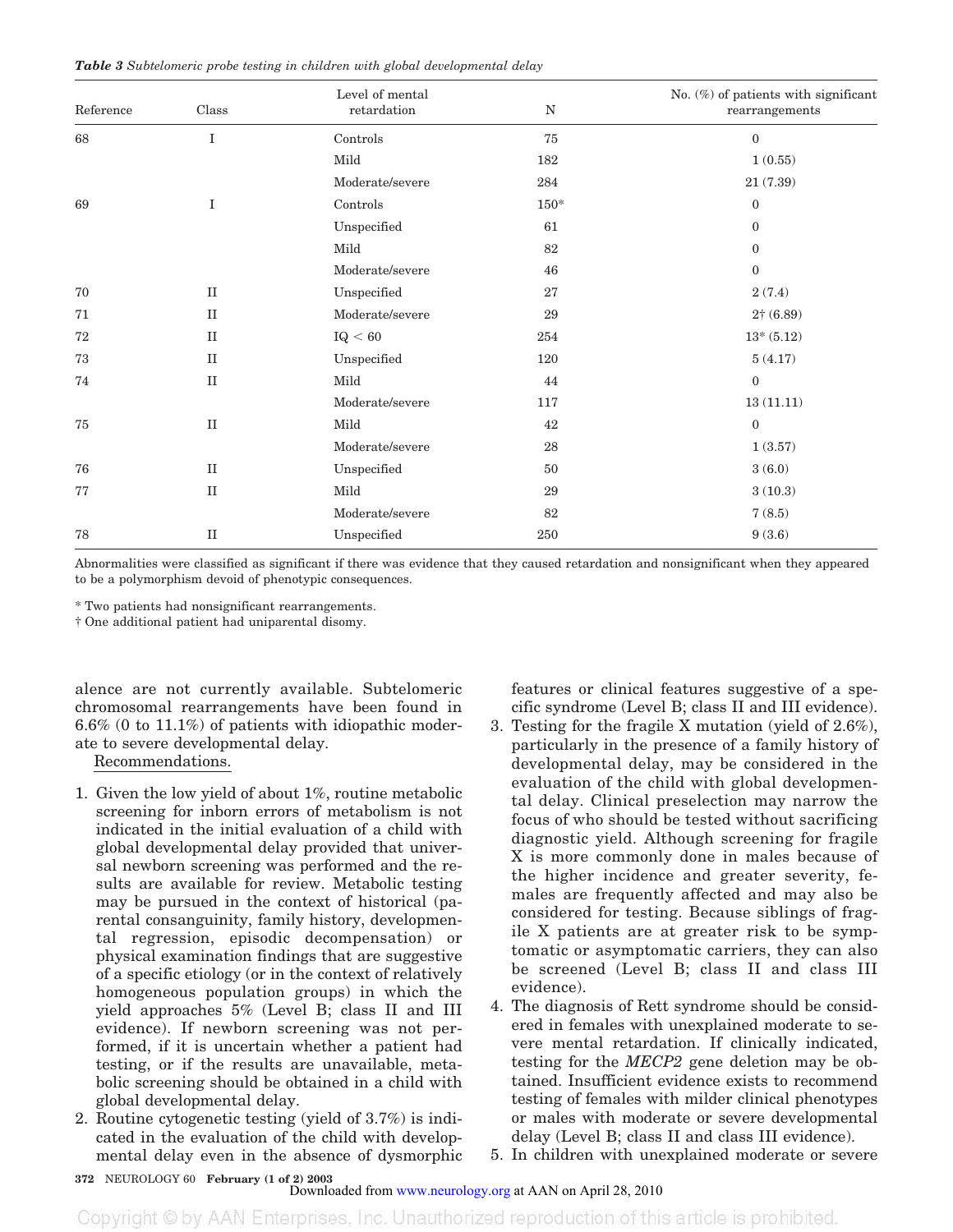***Table 3*** *Subtelomeric probe testing in children with global developmental delay*

| Reference | Class | Level of mental retardation | N | No. (%) of patients with significant rearrangements |
|---|---|---|---|---|
| 68 | I | Controls | 75 | 0 |
| | | Mild | 182 | 1 (0.55) |
| | | Moderate/severe | 284 | 21 (7.39) |
| 69 | I | Controls | 150* | 0 |
| | | Unspecified | 61 | 0 |
| | | Mild | 82 | 0 |
| | | Moderate/severe | 46 | 0 |
| 70 | II | Unspecified | 27 | 2 (7.4) |
| 71 | II | Moderate/severe | 29 | 2† (6.89) |
| 72 | II | IQ < 60 | 254 | 13* (5.12) |
| 73 | II | Unspecified | 120 | 5 (4.17) |
| 74 | II | Mild | 44 | 0 |
| | | Moderate/severe | 117 | 13 (11.11) |
| 75 | II | Mild | 42 | 0 |
| | | Moderate/severe | 28 | 1 (3.57) |
| 76 | II | Unspecified | 50 | 3 (6.0) |
| 77 | II | Mild | 29 | 3 (10.3) |
| | | Moderate/severe | 82 | 7 (8.5) |
| 78 | II | Unspecified | 250 | 9 (3.6) |

Abnormalities were classified as significant if there was evidence that they caused retardation and nonsignificant when they appeared to be a polymorphism devoid of phenotypic consequences.

\* Two patients had nonsignificant rearrangements.

† One additional patient had uniparental disomy.

alence are not currently available. Subtelomeric chromosomal rearrangements have been found in 6.6% (0 to 11.1%) of patients with idiopathic moderate to severe developmental delay.

Recommendations.

1. Given the low yield of about 1%, routine metabolic screening for inborn errors of metabolism is not indicated in the initial evaluation of a child with global developmental delay provided that universal newborn screening was performed and the results are available for review. Metabolic testing may be pursued in the context of historical (parental consanguinity, family history, developmental regression, episodic decompensation) or physical examination findings that are suggestive of a specific etiology (or in the context of relatively homogeneous population groups) in which the yield approaches 5% (Level B; class II and III evidence). If newborn screening was not performed, if it is uncertain whether a patient had testing, or if the results are unavailable, metabolic screening should be obtained in a child with global developmental delay.
2. Routine cytogenetic testing (yield of 3.7%) is indicated in the evaluation of the child with developmental delay even in the absence of dysmorphic features or clinical features suggestive of a specific syndrome (Level B; class II and III evidence).
3. Testing for the fragile X mutation (yield of 2.6%), particularly in the presence of a family history of developmental delay, may be considered in the evaluation of the child with global developmental delay. Clinical preselection may narrow the focus of who should be tested without sacrificing diagnostic yield. Although screening for fragile X is more commonly done in males because of the higher incidence and greater severity, females are frequently affected and may also be considered for testing. Because siblings of fragile X patients are at greater risk to be symptomatic or asymptomatic carriers, they can also be screened (Level B; class II and class III evidence).
4. The diagnosis of Rett syndrome should be considered in females with unexplained moderate to severe mental retardation. If clinically indicated, testing for the *MECP2* gene deletion may be obtained. Insufficient evidence exists to recommend testing of females with milder clinical phenotypes or males with moderate or severe developmental delay (Level B; class II and class III evidence).
5. In children with unexplained moderate or severe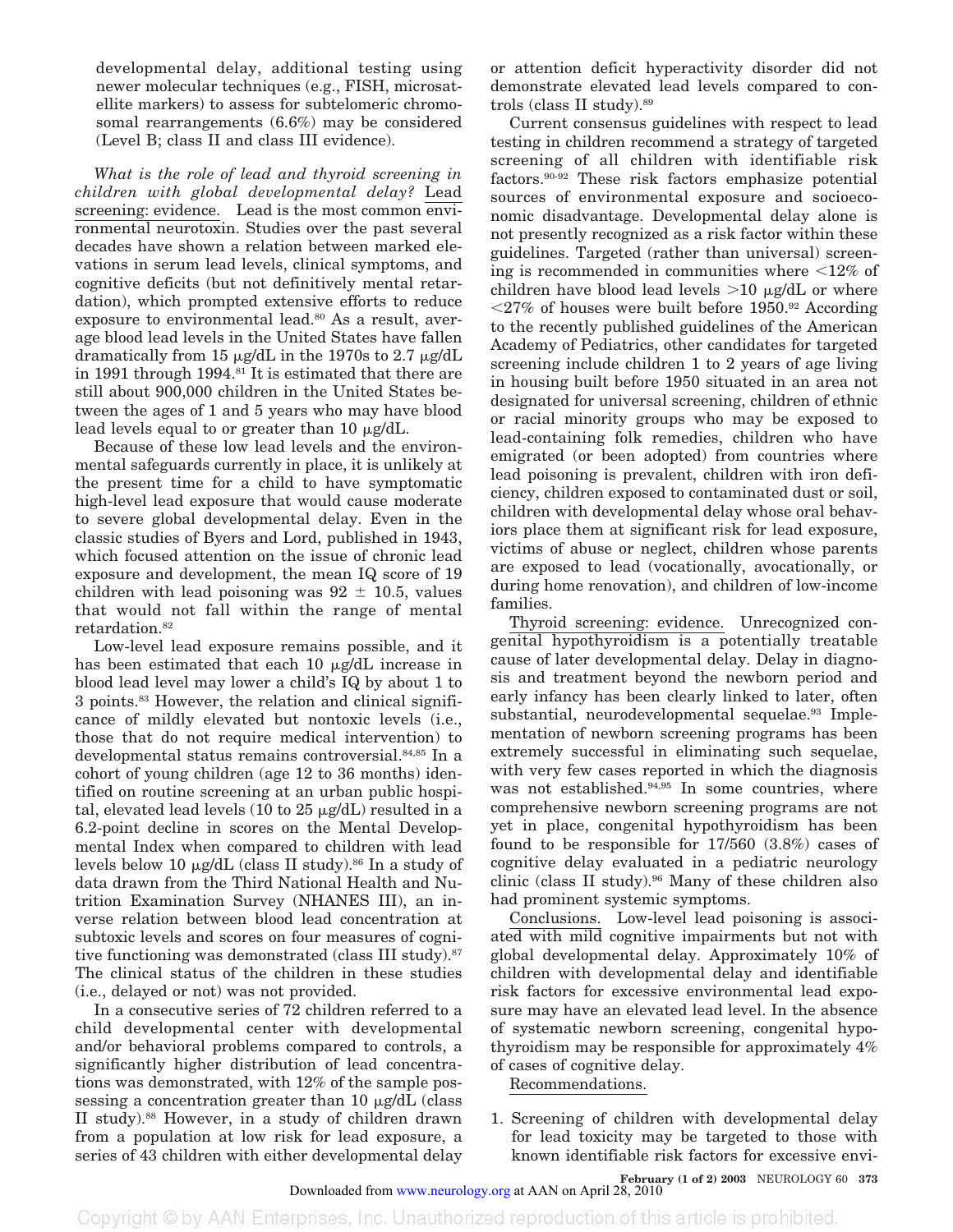developmental delay, additional testing using newer molecular techniques (e.g., FISH, microsatellite markers) to assess for subtelomeric chromosomal rearrangements (6.6%) may be considered (Level B; class II and class III evidence).

*What is the role of lead and thyroid screening in children with global developmental delay?* Lead screening: evidence. Lead is the most common environmental neurotoxin. Studies over the past several decades have shown a relation between marked elevations in serum lead levels, clinical symptoms, and cognitive deficits (but not definitively mental retardation), which prompted extensive efforts to reduce exposure to environmental lead.[80] As a result, average blood lead levels in the United States have fallen dramatically from 15 μg/dL in the 1970s to 2.7 μg/dL in 1991 through 1994.[81] It is estimated that there are still about 900,000 children in the United States between the ages of 1 and 5 years who may have blood lead levels equal to or greater than 10 μg/dL.

Because of these low lead levels and the environmental safeguards currently in place, it is unlikely at the present time for a child to have symptomatic high-level lead exposure that would cause moderate to severe global developmental delay. Even in the classic studies of Byers and Lord, published in 1943, which focused attention on the issue of chronic lead exposure and development, the mean IQ score of 19 children with lead poisoning was 92 ± 10.5, values that would not fall within the range of mental retardation.[82]

Low-level lead exposure remains possible, and it has been estimated that each 10 μg/dL increase in blood lead level may lower a child's IQ by about 1 to 3 points.[83] However, the relation and clinical significance of mildly elevated but nontoxic levels (i.e., those that do not require medical intervention) to developmental status remains controversial.[84,85] In a cohort of young children (age 12 to 36 months) identified on routine screening at an urban public hospital, elevated lead levels (10 to 25 μg/dL) resulted in a 6.2-point decline in scores on the Mental Developmental Index when compared to children with lead levels below 10 μg/dL (class II study).[86] In a study of data drawn from the Third National Health and Nutrition Examination Survey (NHANES III), an inverse relation between blood lead concentration at subtoxic levels and scores on four measures of cognitive functioning was demonstrated (class III study).[87] The clinical status of the children in these studies (i.e., delayed or not) was not provided.

In a consecutive series of 72 children referred to a child developmental center with developmental and/or behavioral problems compared to controls, a significantly higher distribution of lead concentrations was demonstrated, with 12% of the sample possessing a concentration greater than 10 μg/dL (class II study).[88] However, in a study of children drawn from a population at low risk for lead exposure, a series of 43 children with either developmental delay or attention deficit hyperactivity disorder did not demonstrate elevated lead levels compared to controls (class II study).[89]

Current consensus guidelines with respect to lead testing in children recommend a strategy of targeted screening of all children with identifiable risk factors.[90-92] These risk factors emphasize potential sources of environmental exposure and socioeconomic disadvantage. Developmental delay alone is not presently recognized as a risk factor within these guidelines. Targeted (rather than universal) screening is recommended in communities where <12% of children have blood lead levels >10 μg/dL or where <27% of houses were built before 1950.[92] According to the recently published guidelines of the American Academy of Pediatrics, other candidates for targeted screening include children 1 to 2 years of age living in housing built before 1950 situated in an area not designated for universal screening, children of ethnic or racial minority groups who may be exposed to lead-containing folk remedies, children who have emigrated (or been adopted) from countries where lead poisoning is prevalent, children with iron deficiency, children exposed to contaminated dust or soil, children with developmental delay whose oral behaviors place them at significant risk for lead exposure, victims of abuse or neglect, children whose parents are exposed to lead (vocationally, avocationally, or during home renovation), and children of low-income families.

Thyroid screening: evidence. Unrecognized congenital hypothyroidism is a potentially treatable cause of later developmental delay. Delay in diagnosis and treatment beyond the newborn period and early infancy has been clearly linked to later, often substantial, neurodevelopmental sequelae.[93] Implementation of newborn screening programs has been extremely successful in eliminating such sequelae, with very few cases reported in which the diagnosis was not established.[94,95] In some countries, where comprehensive newborn screening programs are not yet in place, congenital hypothyroidism has been found to be responsible for 17/560 (3.8%) cases of cognitive delay evaluated in a pediatric neurology clinic (class II study).[96] Many of these children also had prominent systemic symptoms.

Conclusions. Low-level lead poisoning is associated with mild cognitive impairments but not with global developmental delay. Approximately 10% of children with developmental delay and identifiable risk factors for excessive environmental lead exposure may have an elevated lead level. In the absence of systematic newborn screening, congenital hypothyroidism may be responsible for approximately 4% of cases of cognitive delay.

Recommendations.

1. Screening of children with developmental delay for lead toxicity may be targeted to those with known identifiable risk factors for excessive envi-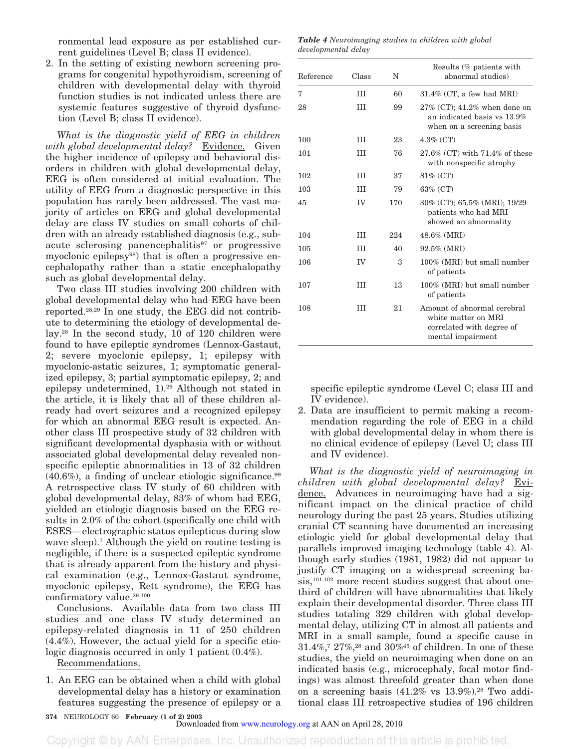ronmental lead exposure as per established current guidelines (Level B; class II evidence).

2. In the setting of existing newborn screening programs for congenital hypothyroidism, screening of children with developmental delay with thyroid function studies is not indicated unless there are systemic features suggestive of thyroid dysfunction (Level B; class II evidence).

*What is the diagnostic yield of EEG in children with global developmental delay?* Evidence. Given the higher incidence of epilepsy and behavioral disorders in children with global developmental delay, EEG is often considered at initial evaluation. The utility of EEG from a diagnostic perspective in this population has rarely been addressed. The vast majority of articles on EEG and global developmental delay are class IV studies on small cohorts of children with an already established diagnosis (e.g., subacute sclerosing panencephalitis[97] or progressive myoclonic epilepsy[98]) that is often a progressive encephalopathy rather than a static encephalopathy such as global developmental delay.

Two class III studies involving 200 children with global developmental delay who had EEG have been reported.[28,29] In one study, the EEG did not contribute to determining the etiology of developmental delay.[28] In the second study, 10 of 120 children were found to have epileptic syndromes (Lennox-Gastaut, 2; severe myoclonic epilepsy, 1; epilepsy with myoclonic-astatic seizures, 1; symptomatic generalized epilepsy, 3; partial symptomatic epilepsy, 2; and epilepsy undetermined, 1).[29] Although not stated in the article, it is likely that all of these children already had overt seizures and a recognized epilepsy for which an abnormal EEG result is expected. Another class III prospective study of 32 children with significant developmental dysphasia with or without associated global developmental delay revealed nonspecific epileptic abnormalities in 13 of 32 children (40.6%), a finding of unclear etiologic significance.[99] A retrospective class IV study of 60 children with global developmental delay, 83% of whom had EEG, yielded an etiologic diagnosis based on the EEG results in 2.0% of the cohort (specifically one child with ESES—electrographic status epilepticus during slow wave sleep).[7] Although the yield on routine testing is negligible, if there is a suspected epileptic syndrome that is already apparent from the history and physical examination (e.g., Lennox-Gastaut syndrome, myoclonic epilepsy, Rett syndrome), the EEG has confirmatory value.[29,100]

Conclusions. Available data from two class III studies and one class IV study determined an epilepsy-related diagnosis in 11 of 250 children (4.4%). However, the actual yield for a specific etiologic diagnosis occurred in only 1 patient (0.4%).

Recommendations.

1. An EEG can be obtained when a child with global developmental delay has a history or examination features suggesting the presence of epilepsy or a specific epileptic syndrome (Level C; class III and IV evidence).
2. Data are insufficient to permit making a recommendation regarding the role of EEG in a child with global developmental delay in whom there is no clinical evidence of epilepsy (Level U; class III and IV evidence).

***Table 4*** *Neuroimaging studies in children with global developmental delay*

| Reference | Class | N | Results (% patients with abnormal studies) |
|---|---|---|---|
| 7 | III | 60 | 31.4% (CT, a few had MRI) |
| 28 | III | 99 | 27% (CT); 41.2% when done on an indicated basis vs 13.9% when on a screening basis |
| 100 | III | 23 | 4.3% (CT) |
| 101 | III | 76 | 27.6% (CT) with 71.4% of these with nonspecific atrophy |
| 102 | III | 37 | 81% (CT) |
| 103 | III | 79 | 63% (CT) |
| 45 | IV | 170 | 30% (CT); 65.5% (MRI); 19/29 patients who had MRI showed an abnormality |
| 104 | III | 224 | 48.6% (MRI) |
| 105 | III | 40 | 92.5% (MRI) |
| 106 | IV | 3 | 100% (MRI) but small number of patients |
| 107 | III | 13 | 100% (MRI) but small number of patients |
| 108 | III | 21 | Amount of abnormal cerebral white matter on MRI correlated with degree of mental impairment |

*What is the diagnostic yield of neuroimaging in children with global developmental delay?* Evidence. Advances in neuroimaging have had a significant impact on the clinical practice of child neurology during the past 25 years. Studies utilizing cranial CT scanning have documented an increasing etiologic yield for global developmental delay that parallels improved imaging technology (table 4). Although early studies (1981, 1982) did not appear to justify CT imaging on a widespread screening basis,[101,102] more recent studies suggest that about one-third of children will have abnormalities that likely explain their developmental disorder. Three class III studies totaling 329 children with global developmental delay, utilizing CT in almost all patients and MRI in a small sample, found a specific cause in 31.4%,[7] 27%,[28] and 30%[45] of children. In one of these studies, the yield on neuroimaging when done on an indicated basis (e.g., microcephaly, focal motor findings) was almost threefold greater than when done on a screening basis (41.2% vs 13.9%).[28] Two additional class III retrospective studies of 196 children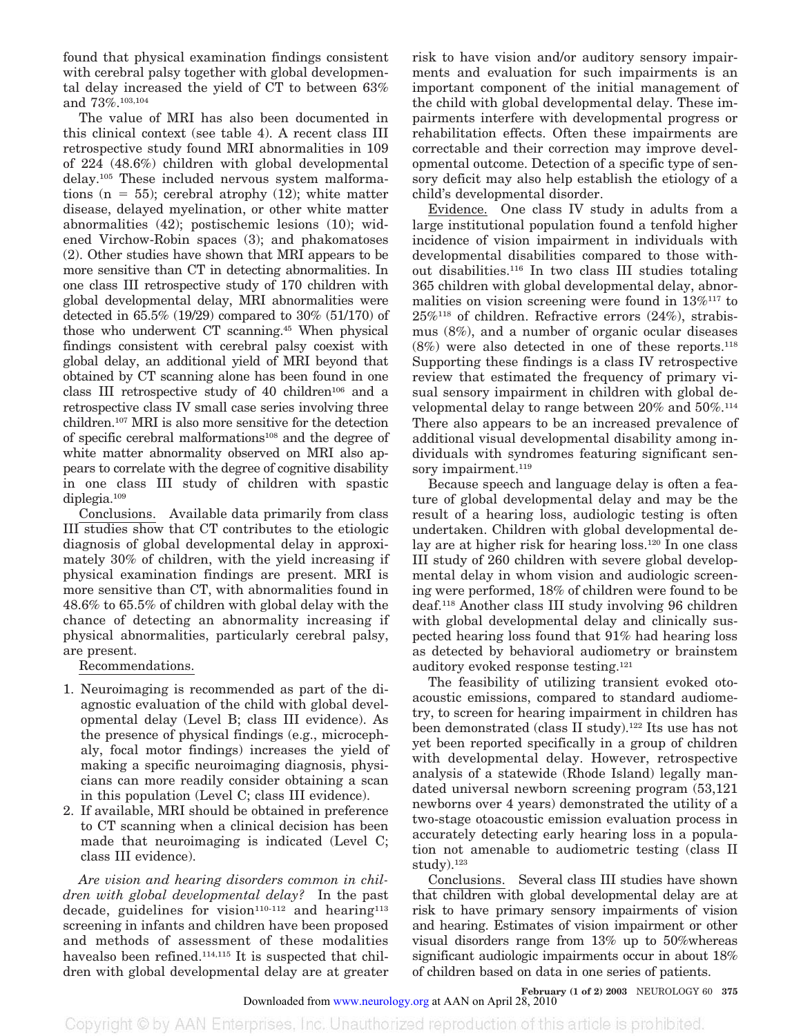found that physical examination findings consistent with cerebral palsy together with global developmental delay increased the yield of CT to between 63% and 73%.[103,104]

The value of MRI has also been documented in this clinical context (see table 4). A recent class III retrospective study found MRI abnormalities in 109 of 224 (48.6%) children with global developmental delay.[105] These included nervous system malformations (n = 55); cerebral atrophy (12); white matter disease, delayed myelination, or other white matter abnormalities (42); postischemic lesions (10); widened Virchow-Robin spaces (3); and phakomatoses (2). Other studies have shown that MRI appears to be more sensitive than CT in detecting abnormalities. In one class III retrospective study of 170 children with global developmental delay, MRI abnormalities were detected in 65.5% (19/29) compared to 30% (51/170) of those who underwent CT scanning.[45] When physical findings consistent with cerebral palsy coexist with global delay, an additional yield of MRI beyond that obtained by CT scanning alone has been found in one class III retrospective study of 40 children[106] and a retrospective class IV small case series involving three children.[107] MRI is also more sensitive for the detection of specific cerebral malformations[108] and the degree of white matter abnormality observed on MRI also appears to correlate with the degree of cognitive disability in one class III study of children with spastic diplegia.[109]

Conclusions. Available data primarily from class III studies show that CT contributes to the etiologic diagnosis of global developmental delay in approximately 30% of children, with the yield increasing if physical examination findings are present. MRI is more sensitive than CT, with abnormalities found in 48.6% to 65.5% of children with global delay with the chance of detecting an abnormality increasing if physical abnormalities, particularly cerebral palsy, are present.

Recommendations.

1. Neuroimaging is recommended as part of the diagnostic evaluation of the child with global developmental delay (Level B; class III evidence). As the presence of physical findings (e.g., microcephaly, focal motor findings) increases the yield of making a specific neuroimaging diagnosis, physicians can more readily consider obtaining a scan in this population (Level C; class III evidence).
2. If available, MRI should be obtained in preference to CT scanning when a clinical decision has been made that neuroimaging is indicated (Level C; class III evidence).

*Are vision and hearing disorders common in children with global developmental delay?* In the past decade, guidelines for vision[110-112] and hearing[113] screening in infants and children have been proposed and methods of assessment of these modalities havealso been refined.[114,115] It is suspected that children with global developmental delay are at greater risk to have vision and/or auditory sensory impairments and evaluation for such impairments is an important component of the initial management of the child with global developmental delay. These impairments interfere with developmental progress or rehabilitation effects. Often these impairments are correctable and their correction may improve developmental outcome. Detection of a specific type of sensory deficit may also help establish the etiology of a child's developmental disorder.

Evidence. One class IV study in adults from a large institutional population found a tenfold higher incidence of vision impairment in individuals with developmental disabilities compared to those without disabilities.[116] In two class III studies totaling 365 children with global developmental delay, abnormalities on vision screening were found in 13%[117] to 25%[118] of children. Refractive errors (24%), strabismus (8%), and a number of organic ocular diseases (8%) were also detected in one of these reports.[118] Supporting these findings is a class IV retrospective review that estimated the frequency of primary visual sensory impairment in children with global developmental delay to range between 20% and 50%.[114] There also appears to be an increased prevalence of additional visual developmental disability among individuals with syndromes featuring significant sensory impairment.[119]

Because speech and language delay is often a feature of global developmental delay and may be the result of a hearing loss, audiologic testing is often undertaken. Children with global developmental delay are at higher risk for hearing loss.[120] In one class III study of 260 children with severe global developmental delay in whom vision and audiologic screening were performed, 18% of children were found to be deaf.[118] Another class III study involving 96 children with global developmental delay and clinically suspected hearing loss found that 91% had hearing loss as detected by behavioral audiometry or brainstem auditory evoked response testing.[121]

The feasibility of utilizing transient evoked otoacoustic emissions, compared to standard audiometry, to screen for hearing impairment in children has been demonstrated (class II study).[122] Its use has not yet been reported specifically in a group of children with developmental delay. However, retrospective analysis of a statewide (Rhode Island) legally mandated universal newborn screening program (53,121 newborns over 4 years) demonstrated the utility of a two-stage otoacoustic emission evaluation process in accurately detecting early hearing loss in a population not amenable to audiometric testing (class II study).[123]

Conclusions. Several class III studies have shown that children with global developmental delay are at risk to have primary sensory impairments of vision and hearing. Estimates of vision impairment or other visual disorders range from 13% up to 50%whereas significant audiologic impairments occur in about 18% of children based on data in one series of patients.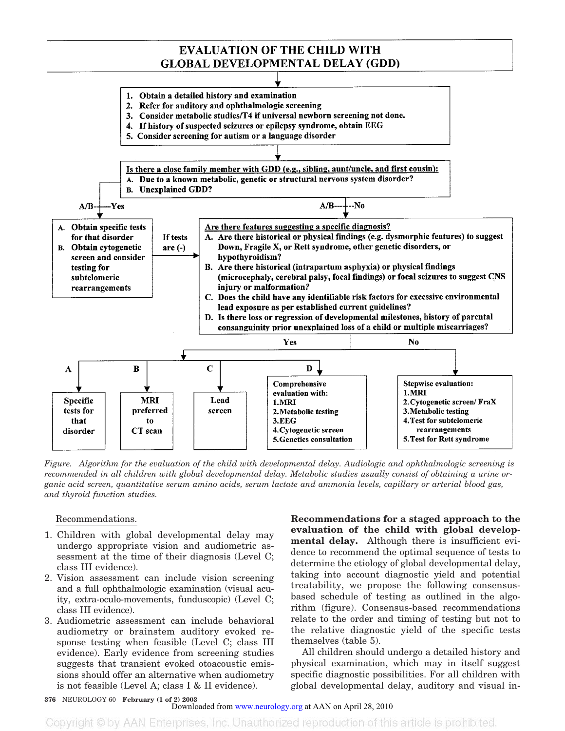## EVALUATION OF THE CHILD WITH GLOBAL DEVELOPMENTAL DELAY (GDD)

1. Obtain a detailed history and examination
2. Refer for auditory and ophthalmologic screening
3. Consider metabolic studies/T4 if universal newborn screening not done.
4. If history of suspected seizures or epilepsy syndrome, obtain EEG
5. Consider screening for autism or a language disorder

**Is there a close family member with GDD (e.g., sibling, aunt/uncle, and first cousin):**

A. Due to a known metabolic, genetic or structural nervous system disorder?
B. Unexplained GDD?

**A/B—Yes:**

A. Obtain specific tests for that disorder
B. Obtain cytogenetic screen and consider testing for subtelomeric rearrangements

If tests are (-) → proceed to "Are there features suggesting a specific diagnosis?"

**A/B—No:**

**Are there features suggesting a specific diagnosis?**

A. Are there historical or physical findings (e.g. dysmorphic features) to suggest Down, Fragile X, or Rett syndrome, other genetic disorders, or hypothyroidism?
B. Are there historical (intrapartum asphyxia) or physical findings (microcephaly, cerebral palsy, focal findings) or focal seizures to suggest CNS injury or malformation?
C. Does the child have any identifiable risk factors for excessive environmental lead exposure as per established current guidelines?
D. Is there loss or regression of developmental milestones, history of parental consanguinity prior unexplained loss of a child or multiple miscarriages?

**Yes:**

- A: Specific tests for that disorder
- B: MRI preferred to CT scan
- C: Lead screen
- D: Comprehensive evaluation with:
  1. MRI
  2. Metabolic testing
  3. EEG
  4. Cytogenetic screen
  5. Genetics consultation

**No:**

Stepwise evaluation:
1. MRI
2. Cytogenetic screen/ FraX
3. Metabolic testing
4. Test for subtelomeric rearrangements
5. Test for Rett syndrome

*Figure. Algorithm for the evaluation of the child with developmental delay. Audiologic and ophthalmologic screening is recommended in all children with global developmental delay. Metabolic studies usually consist of obtaining a urine organic acid screen, quantitative serum amino acids, serum lactate and ammonia levels, capillary or arterial blood gas, and thyroid function studies.*

Recommendations.

1. Children with global developmental delay may undergo appropriate vision and audiometric assessment at the time of their diagnosis (Level C; class III evidence).
2. Vision assessment can include vision screening and a full ophthalmologic examination (visual acuity, extra-oculo-movements, funduscopic) (Level C; class III evidence).
3. Audiometric assessment can include behavioral audiometry or brainstem auditory evoked response testing when feasible (Level C; class III evidence). Early evidence from screening studies suggests that transient evoked otoacoustic emissions should offer an alternative when audiometry is not feasible (Level A; class I & II evidence).

**Recommendations for a staged approach to the evaluation of the child with global developmental delay.** Although there is insufficient evidence to recommend the optimal sequence of tests to determine the etiology of global developmental delay, taking into account diagnostic yield and potential treatability, we propose the following consensus-based schedule of testing as outlined in the algorithm (figure). Consensus-based recommendations relate to the order and timing of testing but not to the relative diagnostic yield of the specific tests themselves (table 5).

All children should undergo a detailed history and physical examination, which may in itself suggest specific diagnostic possibilities. For all children with global developmental delay, auditory and visual in-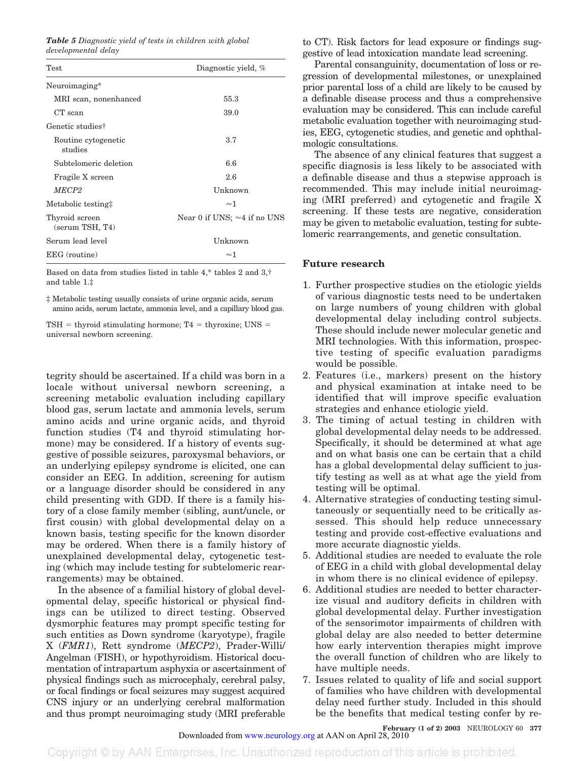**Table 5** *Diagnostic yield of tests in children with global developmental delay*

| Test | Diagnostic yield, % |
|---|---|
| Neuroimaging* | |
| MRI scan, nonenhanced | 55.3 |
| CT scan | 39.0 |
| Genetic studies† | |
| Routine cytogenetic studies | 3.7 |
| Subtelomeric deletion | 6.6 |
| Fragile X screen | 2.6 |
| *MECP2* | Unknown |
| Metabolic testing‡ | ≈1 |
| Thyroid screen (serum TSH, T4) | Near 0 if UNS; ≈4 if no UNS |
| Serum lead level | Unknown |
| EEG (routine) | ≈1 |

Based on data from studies listed in table 4,* tables 2 and 3,† and table 1.‡

‡ Metabolic testing usually consists of urine organic acids, serum amino acids, serum lactate, ammonia level, and a capillary blood gas.

TSH = thyroid stimulating hormone; T4 = thyroxine; UNS = universal newborn screening.

tegrity should be ascertained. If a child was born in a locale without universal newborn screening, a screening metabolic evaluation including capillary blood gas, serum lactate and ammonia levels, serum amino acids and urine organic acids, and thyroid function studies (T4 and thyroid stimulating hormone) may be considered. If a history of events suggestive of possible seizures, paroxysmal behaviors, or an underlying epilepsy syndrome is elicited, one can consider an EEG. In addition, screening for autism or a language disorder should be considered in any child presenting with GDD. If there is a family history of a close family member (sibling, aunt/uncle, or first cousin) with global developmental delay on a known basis, testing specific for the known disorder may be ordered. When there is a family history of unexplained developmental delay, cytogenetic testing (which may include testing for subtelomeric rearrangements) may be obtained.

In the absence of a familial history of global developmental delay, specific historical or physical findings can be utilized to direct testing. Observed dysmorphic features may prompt specific testing for such entities as Down syndrome (karyotype), fragile X (*FMR1*), Rett syndrome (*MECP2*), Prader-Willi/Angelman (FISH), or hypothyroidism. Historical documentation of intrapartum asphyxia or ascertainment of physical findings such as microcephaly, cerebral palsy, or focal findings or focal seizures may suggest acquired CNS injury or an underlying cerebral malformation and thus prompt neuroimaging study (MRI preferable to CT). Risk factors for lead exposure or findings suggestive of lead intoxication mandate lead screening.

Parental consanguinity, documentation of loss or regression of developmental milestones, or unexplained prior parental loss of a child are likely to be caused by a definable disease process and thus a comprehensive evaluation may be considered. This can include careful metabolic evaluation together with neuroimaging studies, EEG, cytogenetic studies, and genetic and ophthalmologic consultations.

The absence of any clinical features that suggest a specific diagnosis is less likely to be associated with a definable disease and thus a stepwise approach is recommended. This may include initial neuroimaging (MRI preferred) and cytogenetic and fragile X screening. If these tests are negative, consideration may be given to metabolic evaluation, testing for subtelomeric rearrangements, and genetic consultation.

## Future research

1. Further prospective studies on the etiologic yields of various diagnostic tests need to be undertaken on large numbers of young children with global developmental delay including control subjects. These should include newer molecular genetic and MRI technologies. With this information, prospective testing of specific evaluation paradigms would be possible.
2. Features (i.e., markers) present on the history and physical examination at intake need to be identified that will improve specific evaluation strategies and enhance etiologic yield.
3. The timing of actual testing in children with global developmental delay needs to be addressed. Specifically, it should be determined at what age and on what basis one can be certain that a child has a global developmental delay sufficient to justify testing as well as at what age the yield from testing will be optimal.
4. Alternative strategies of conducting testing simultaneously or sequentially need to be critically assessed. This should help reduce unnecessary testing and provide cost-effective evaluations and more accurate diagnostic yields.
5. Additional studies are needed to evaluate the role of EEG in a child with global developmental delay in whom there is no clinical evidence of epilepsy.
6. Additional studies are needed to better characterize visual and auditory deficits in children with global developmental delay. Further investigation of the sensorimotor impairments of children with global delay are also needed to better determine how early intervention therapies might improve the overall function of children who are likely to have multiple needs.
7. Issues related to quality of life and social support of families who have children with developmental delay need further study. Included in this should be the benefits that medical testing confer by re-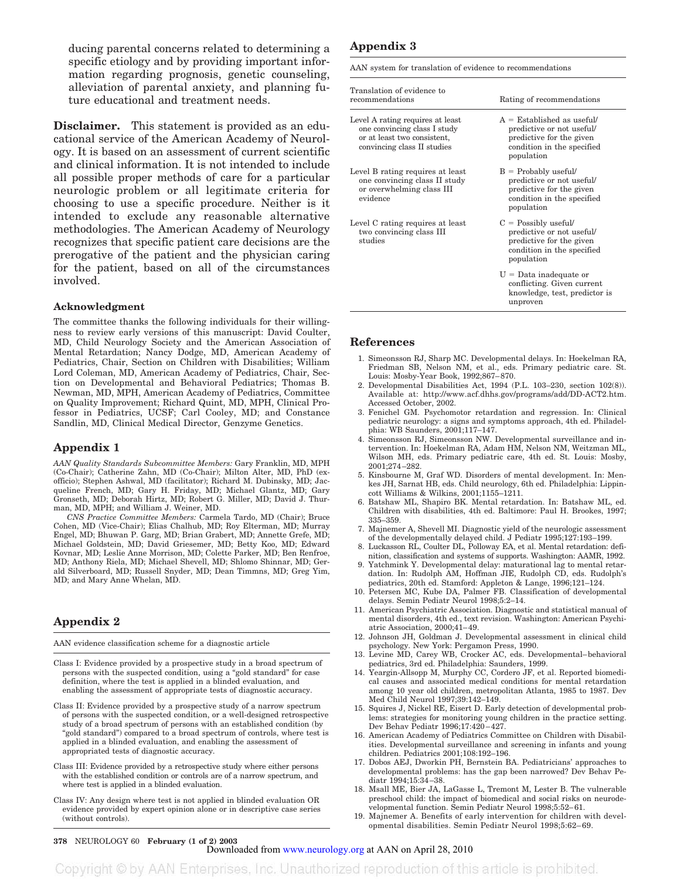ducing parental concerns related to determining a specific etiology and by providing important information regarding prognosis, genetic counseling, alleviation of parental anxiety, and planning future educational and treatment needs.

**Disclaimer.** This statement is provided as an educational service of the American Academy of Neurology. It is based on an assessment of current scientific and clinical information. It is not intended to include all possible proper methods of care for a particular neurologic problem or all legitimate criteria for choosing to use a specific procedure. Neither is it intended to exclude any reasonable alternative methodologies. The American Academy of Neurology recognizes that specific patient care decisions are the prerogative of the patient and the physician caring for the patient, based on all of the circumstances involved.

### Acknowledgment

The committee thanks the following individuals for their willingness to review early versions of this manuscript: David Coulter, MD, Child Neurology Society and the American Association of Mental Retardation; Nancy Dodge, MD, American Academy of Pediatrics, Chair, Section on Children with Disabilities; William Lord Coleman, MD, American Academy of Pediatrics, Chair, Section on Developmental and Behavioral Pediatrics; Thomas B. Newman, MD, MPH, American Academy of Pediatrics, Committee on Quality Improvement; Richard Quint, MD, MPH, Clinical Professor in Pediatrics, UCSF; Carl Cooley, MD; and Constance Sandlin, MD, Clinical Medical Director, Genzyme Genetics.

## Appendix 1

*AAN Quality Standards Subcommittee Members:* Gary Franklin, MD, MPH (Co-Chair); Catherine Zahn, MD (Co-Chair); Milton Alter, MD, PhD (ex-officio); Stephen Ashwal, MD (facilitator); Richard M. Dubinsky, MD; Jacqueline French, MD; Gary H. Friday, MD; Michael Glantz, MD; Gary Gronseth, MD; Deborah Hirtz, MD; Robert G. Miller, MD; David J. Thurman, MD, MPH; and William J. Weiner, MD.

*CNS Practice Committee Members:* Carmela Tardo, MD (Chair); Bruce Cohen, MD (Vice-Chair); Elias Chalhub, MD; Roy Elterman, MD; Murray Engel, MD; Bhuwan P. Garg, MD; Brian Grabert, MD; Annette Grefe, MD; Michael Goldstein, MD; David Griesemer, MD; Betty Koo, MD; Edward Kovnar, MD; Leslie Anne Morrison, MD; Colette Parker, MD; Ben Renfroe, MD; Anthony Riela, MD; Michael Shevell, MD; Shlomo Shinnar, MD; Gerald Silverboard, MD; Russell Snyder, MD; Dean Timmns, MD; Greg Yim, MD; and Mary Anne Whelan, MD.

## Appendix 2

AAN evidence classification scheme for a diagnostic article

Class I: Evidence provided by a prospective study in a broad spectrum of persons with the suspected condition, using a "gold standard" for case definition, where the test is applied in a blinded evaluation, and enabling the assessment of appropriate tests of diagnostic accuracy.

Class II: Evidence provided by a prospective study of a narrow spectrum of persons with the suspected condition, or a well-designed retrospective study of a broad spectrum of persons with an established condition (by "gold standard") compared to a broad spectrum of controls, where test is applied in a blinded evaluation, and enabling the assessment of appropriated tests of diagnostic accuracy.

Class III: Evidence provided by a retrospective study where either persons with the established condition or controls are of a narrow spectrum, and where test is applied in a blinded evaluation.

Class IV: Any design where test is not applied in blinded evaluation OR evidence provided by expert opinion alone or in descriptive case series (without controls).

## Appendix 3

AAN system for translation of evidence to recommendations

| Translation of evidence to recommendations | Rating of recommendations |
|---|---|
| Level A rating requires at least one convincing class I study or at least two consistent, convincing class II studies | A = Established as useful/ predictive or not useful/ predictive for the given condition in the specified population |
| Level B rating requires at least one convincing class II study or overwhelming class III evidence | B = Probably useful/ predictive or not useful/ predictive for the given condition in the specified population |
| Level C rating requires at least two convincing class III studies | C = Possibly useful/ predictive or not useful/ predictive for the given condition in the specified population |
| | U = Data inadequate or conflicting. Given current knowledge, test, predictor is unproven |

## References

1. Simeonsson RJ, Sharp MC. Developmental delays. In: Hoekelman RA, Friedman SB, Nelson NM, et al., eds. Primary pediatric care. St. Louis: Mosby-Year Book, 1992;867–870.
2. Developmental Disabilities Act, 1994 (P.L. 103–230, section 102(8)). Available at: http://www.acf.dhhs.gov/programs/add/DD-ACT2.htm. Accessed October, 2002.
3. Fenichel GM. Psychomotor retardation and regression. In: Clinical pediatric neurology: a signs and symptoms approach, 4th ed. Philadelphia: WB Saunders, 2001;117–147.
4. Simeonsson RJ, Simeonsson NW. Developmental surveillance and intervention. In: Hoekelman RA, Adam HM, Nelson NM, Weitzman ML, Wilson MH, eds. Primary pediatric care, 4th ed. St. Louis: Mosby, 2001;274–282.
5. Kinsbourne M, Graf WD. Disorders of mental development. In: Menkes JH, Sarnat HB, eds. Child neurology, 6th ed. Philadelphia: Lippincott Williams & Wilkins, 2001;1155–1211.
6. Batshaw ML, Shapiro BK. Mental retardation. In: Batshaw ML, ed. Children with disabilities, 4th ed. Baltimore: Paul H. Brookes, 1997; 335–359.
7. Majnemer A, Shevell MI. Diagnostic yield of the neurologic assessment of the developmentally delayed child. J Pediatr 1995;127:193–199.
8. Luckasson RL, Coulter DL, Polloway EA, et al. Mental retardation: definition, classification and systems of supports. Washington: AAMR, 1992.
9. Yatchmink Y. Developmental delay: maturational lag to mental retardation. In: Rudolph AM, Hoffman JIE, Rudolph CD, eds. Rudolph's pediatrics, 20th ed. Stamford: Appleton & Lange, 1996;121–124.
10. Petersen MC, Kube DA, Palmer FB. Classification of developmental delays. Semin Pediatr Neurol 1998;5:2–14.
11. American Psychiatric Association. Diagnostic and statistical manual of mental disorders, 4th ed., text revision. Washington: American Psychiatric Association, 2000;41–49.
12. Johnson JH, Goldman J. Developmental assessment in clinical child psychology. New York: Pergamon Press, 1990.
13. Levine MD, Carey WB, Crocker AC, eds. Developmental–behavioral pediatrics, 3rd ed. Philadelphia: Saunders, 1999.
14. Yeargin-Allsopp M, Murphy CC, Cordero JF, et al. Reported biomedical causes and associated medical conditions for mental retardation among 10 year old children, metropolitan Atlanta, 1985 to 1987. Dev Med Child Neurol 1997;39:142–149.
15. Squires J, Nickel RE, Eisert D. Early detection of developmental problems: strategies for monitoring young children in the practice setting. Dev Behav Pediatr 1996;17:420–427.
16. American Academy of Pediatrics Committee on Children with Disabilities. Developmental surveillance and screening in infants and young children. Pediatrics 2001;108:192–196.
17. Dobos AEJ, Dworkin PH, Bernstein BA. Pediatricians' approaches to developmental problems: has the gap been narrowed? Dev Behav Pediatr 1994;15:34–38.
18. Msall ME, Bier JA, LaGasse L, Tremont M, Lester B. The vulnerable preschool child: the impact of biomedical and social risks on neurodevelopmental function. Semin Pediatr Neurol 1998;5:52–61.
19. Majnemer A. Benefits of early intervention for children with developmental disabilities. Semin Pediatr Neurol 1998;5:62–69.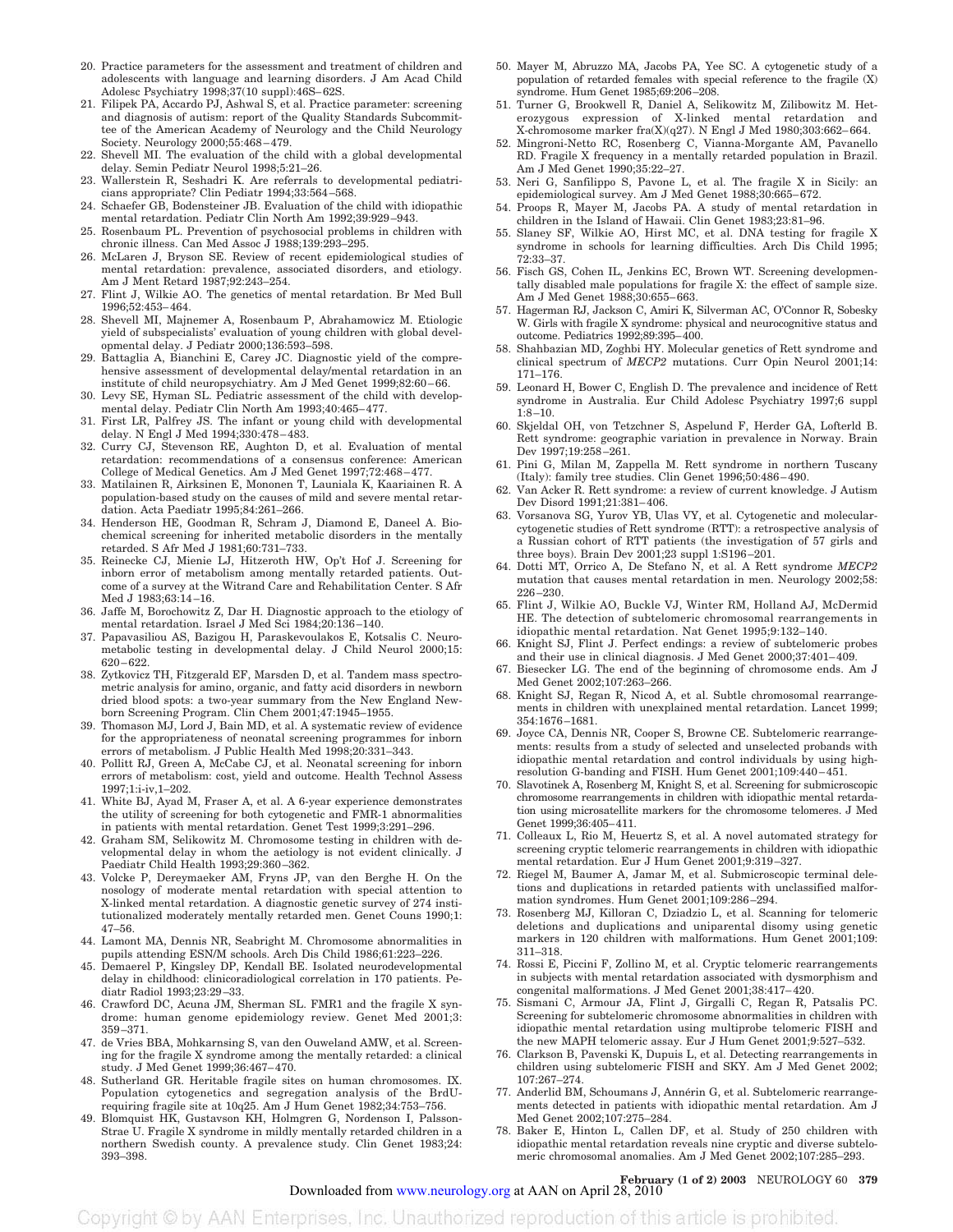20. Practice parameters for the assessment and treatment of children and adolescents with language and learning disorders. J Am Acad Child Adolesc Psychiatry 1998;37(10 suppl):46S–62S.
21. Filipek PA, Accardo PJ, Ashwal S, et al. Practice parameter: screening and diagnosis of autism: report of the Quality Standards Subcommittee of the American Academy of Neurology and the Child Neurology Society. Neurology 2000;55:468–479.
22. Shevell MI. The evaluation of the child with a global developmental delay. Semin Pediatr Neurol 1998;5:21–26.
23. Wallerstein R, Seshadri K. Are referrals to developmental pediatricians appropriate? Clin Pediatr 1994;33:564–568.
24. Schaefer GB, Bodensteiner JB. Evaluation of the child with idiopathic mental retardation. Pediatr Clin North Am 1992;39:929–943.
25. Rosenbaum PL. Prevention of psychosocial problems in children with chronic illness. Can Med Assoc J 1988;139:293–295.
26. McLaren J, Bryson SE. Review of recent epidemiological studies of mental retardation: prevalence, associated disorders, and etiology. Am J Ment Retard 1987;92:243–254.
27. Flint J, Wilkie AO. The genetics of mental retardation. Br Med Bull 1996;52:453–464.
28. Shevell MI, Majnemer A, Rosenbaum P, Abrahamowicz M. Etiologic yield of subspecialists' evaluation of young children with global developmental delay. J Pediatr 2000;136:593–598.
29. Battaglia A, Bianchini E, Carey JC. Diagnostic yield of the comprehensive assessment of developmental delay/mental retardation in an institute of child neuropsychiatry. Am J Med Genet 1999;82:60–66.
30. Levy SE, Hyman SL. Pediatric assessment of the child with developmental delay. Pediatr Clin North Am 1993;40:465–477.
31. First LR, Palfrey JS. The infant or young child with developmental delay. N Engl J Med 1994;330:478–483.
32. Curry CJ, Stevenson RE, Aughton D, et al. Evaluation of mental retardation: recommendations of a consensus conference: American College of Medical Genetics. Am J Med Genet 1997;72:468–477.
33. Matilainen R, Airksinen E, Mononen T, Launiala K, Kaariainen R. A population-based study on the causes of mild and severe mental retardation. Acta Paediatr 1995;84:261–266.
34. Henderson HE, Goodman R, Schram J, Diamond E, Daneel A. Biochemical screening for inherited metabolic disorders in the mentally retarded. S Afr Med J 1981;60:731–733.
35. Reinecke CJ, Mienie LJ, Hitzeroth HW, Op't Hof J. Screening for inborn error of metabolism among mentally retarded patients. Outcome of a survey at the Witrand Care and Rehabilitation Center. S Afr Med J 1983;63:14–16.
36. Jaffe M, Borochowitz Z, Dar H. Diagnostic approach to the etiology of mental retardation. Israel J Med Sci 1984;20:136–140.
37. Papavasiliou AS, Bazigou H, Paraskevoulakos E, Kotsalis C. Neurometabolic testing in developmental delay. J Child Neurol 2000;15: 620–622.
38. Zytkovicz TH, Fitzgerald EF, Marsden D, et al. Tandem mass spectrometric analysis for amino, organic, and fatty acid disorders in newborn dried blood spots: a two-year summary from the New England Newborn Screening Program. Clin Chem 2001;47:1945–1955.
39. Thomason MJ, Lord J, Bain MD, et al. A systematic review of evidence for the appropriateness of neonatal screening programmes for inborn errors of metabolism. J Public Health Med 1998;20:331–343.
40. Pollitt RJ, Green A, McCabe CJ, et al. Neonatal screening for inborn errors of metabolism: cost, yield and outcome. Health Technol Assess 1997;1:i-iv,1–202.
41. White BJ, Ayad M, Fraser A, et al. A 6-year experience demonstrates the utility of screening for both cytogenetic and FMR-1 abnormalities in patients with mental retardation. Genet Test 1999;3:291–296.
42. Graham SM, Selikowitz M. Chromosome testing in children with developmental delay in whom the aetiology is not evident clinically. J Paediatr Child Health 1993;29:360–362.
43. Volcke P, Dereymaeker AM, Fryns JP, van den Berghe H. On the nosology of moderate mental retardation with special attention to X-linked mental retardation. A diagnostic genetic survey of 274 institutionalized moderately mentally retarded men. Genet Couns 1990;1: 47–56.
44. Lamont MA, Dennis NR, Seabright M. Chromosome abnormalities in pupils attending ESN/M schools. Arch Dis Child 1986;61:223–226.
45. Demaerel P, Kingsley DP, Kendall BE. Isolated neurodevelopmental delay in childhood: clinicoradiological correlation in 170 patients. Pediatr Radiol 1993;23:29–33.
46. Crawford DC, Acuna JM, Sherman SL. FMR1 and the fragile X syndrome: human genome epidemiology review. Genet Med 2001;3: 359–371.
47. de Vries BBA, Mohkarnsing S, van den Ouweland AMW, et al. Screening for the fragile X syndrome among the mentally retarded: a clinical study. J Med Genet 1999;36:467–470.
48. Sutherland GR. Heritable fragile sites on human chromosomes. IX. Population cytogenetics and segregation analysis of the BrdU-requiring fragile site at 10q25. Am J Hum Genet 1982;34:753–756.
49. Blomquist HK, Gustavson KH, Holmgren G, Nordenson I, Palsson-Strae U. Fragile X syndrome in mildly mentally retarded children in a northern Swedish county. A prevalence study. Clin Genet 1983;24: 393–398.
50. Mayer M, Abruzzo MA, Jacobs PA, Yee SC. A cytogenetic study of a population of retarded females with special reference to the fragile (X) syndrome. Hum Genet 1985;69:206–208.
51. Turner G, Brookwell R, Daniel A, Selikowitz M, Zilibowitz M. Heterozygous expression of X-linked mental retardation and X-chromosome marker fra(X)(q27). N Engl J Med 1980;303:662–664.
52. Mingroni-Netto RC, Rosenberg C, Vianna-Morgante AM, Pavanello RD. Fragile X frequency in a mentally retarded population in Brazil. Am J Med Genet 1990;35:22–27.
53. Neri G, Sanfilippo S, Pavone L, et al. The fragile X in Sicily: an epidemiological survey. Am J Med Genet 1988;30:665–672.
54. Proops R, Mayer M, Jacobs PA. A study of mental retardation in children in the Island of Hawaii. Clin Genet 1983;23:81–96.
55. Slaney SF, Wilkie AO, Hirst MC, et al. DNA testing for fragile X syndrome in schools for learning difficulties. Arch Dis Child 1995; 72:33–37.
56. Fisch GS, Cohen IL, Jenkins EC, Brown WT. Screening developmentally disabled male populations for fragile X: the effect of sample size. Am J Med Genet 1988;30:655–663.
57. Hagerman RJ, Jackson C, Amiri K, Silverman AC, O'Connor R, Sobesky W. Girls with fragile X syndrome: physical and neurocognitive status and outcome. Pediatrics 1992;89:395–400.
58. Shahbazian MD, Zoghbi HY. Molecular genetics of Rett syndrome and clinical spectrum of *MECP2* mutations. Curr Opin Neurol 2001;14: 171–176.
59. Leonard H, Bower C, English D. The prevalence and incidence of Rett syndrome in Australia. Eur Child Adolesc Psychiatry 1997;6 suppl 1:8–10.
60. Skjeldal OH, von Tetzchner S, Aspelund F, Herder GA, Lofterld B. Rett syndrome: geographic variation in prevalence in Norway. Brain Dev 1997;19:258–261.
61. Pini G, Milan M, Zappella M. Rett syndrome in northern Tuscany (Italy): family tree studies. Clin Genet 1996;50:486–490.
62. Van Acker R. Rett syndrome: a review of current knowledge. J Autism Dev Disord 1991;21:381–406.
63. Vorsanova SG, Yurov YB, Ulas VY, et al. Cytogenetic and molecular-cytogenetic studies of Rett syndrome (RTT): a retrospective analysis of a Russian cohort of RTT patients (the investigation of 57 girls and three boys). Brain Dev 2001;23 suppl 1:S196–201.
64. Dotti MT, Orrico A, De Stefano N, et al. A Rett syndrome *MECP2* mutation that causes mental retardation in men. Neurology 2002;58: 226–230.
65. Flint J, Wilkie AO, Buckle VJ, Winter RM, Holland AJ, McDermid HE. The detection of subtelomeric chromosomal rearrangements in idiopathic mental retardation. Nat Genet 1995;9:132–140.
66. Knight SJ, Flint J. Perfect endings: a review of subtelomeric probes and their use in clinical diagnosis. J Med Genet 2000;37:401–409.
67. Biesecker LG. The end of the beginning of chromosome ends. Am J Med Genet 2002;107:263–266.
68. Knight SJ, Regan R, Nicod A, et al. Subtle chromosomal rearrangements in children with unexplained mental retardation. Lancet 1999; 354:1676–1681.
69. Joyce CA, Dennis NR, Cooper S, Browne CE. Subtelomeric rearrangements: results from a study of selected and unselected probands with idiopathic mental retardation and control individuals by using high-resolution G-banding and FISH. Hum Genet 2001;109:440–451.
70. Slavotinek A, Rosenberg M, Knight S, et al. Screening for submicroscopic chromosome rearrangements in children with idiopathic mental retardation using microsatellite markers for the chromosome telomeres. J Med Genet 1999;36:405–411.
71. Colleaux L, Rio M, Heuertz S, et al. A novel automated strategy for screening cryptic telomeric rearrangements in children with idiopathic mental retardation. Eur J Hum Genet 2001;9:319–327.
72. Riegel M, Baumer A, Jamar M, et al. Submicroscopic terminal deletions and duplications in retarded patients with unclassified malformation syndromes. Hum Genet 2001;109:286–294.
73. Rosenberg MJ, Killoran C, Dziadzio L, et al. Scanning for telomeric deletions and duplications and uniparental disomy using genetic markers in 120 children with malformations. Hum Genet 2001;109: 311–318.
74. Rossi E, Piccini F, Zollino M, et al. Cryptic telomeric rearrangements in subjects with mental retardation associated with dysmorphism and congenital malformations. J Med Genet 2001;38:417–420.
75. Sismani C, Armour JA, Flint J, Girgalli C, Regan R, Patsalis PC. Screening for subtelomeric chromosome abnormalities in children with idiopathic mental retardation using multiprobe telomeric FISH and the new MAPH telomeric assay. Eur J Hum Genet 2001;9:527–532.
76. Clarkson B, Pavenski K, Dupuis L, et al. Detecting rearrangements in children using subtelomeric FISH and SKY. Am J Med Genet 2002; 107:267–274.
77. Anderlid BM, Schoumans J, Annérin G, et al. Subtelomeric rearrangements detected in patients with idiopathic mental retardation. Am J Med Genet 2002;107:275–284.
78. Baker E, Hinton L, Callen DF, et al. Study of 250 children with idiopathic mental retardation reveals nine cryptic and diverse subtelomeric chromosomal anomalies. Am J Med Genet 2002;107:285–293.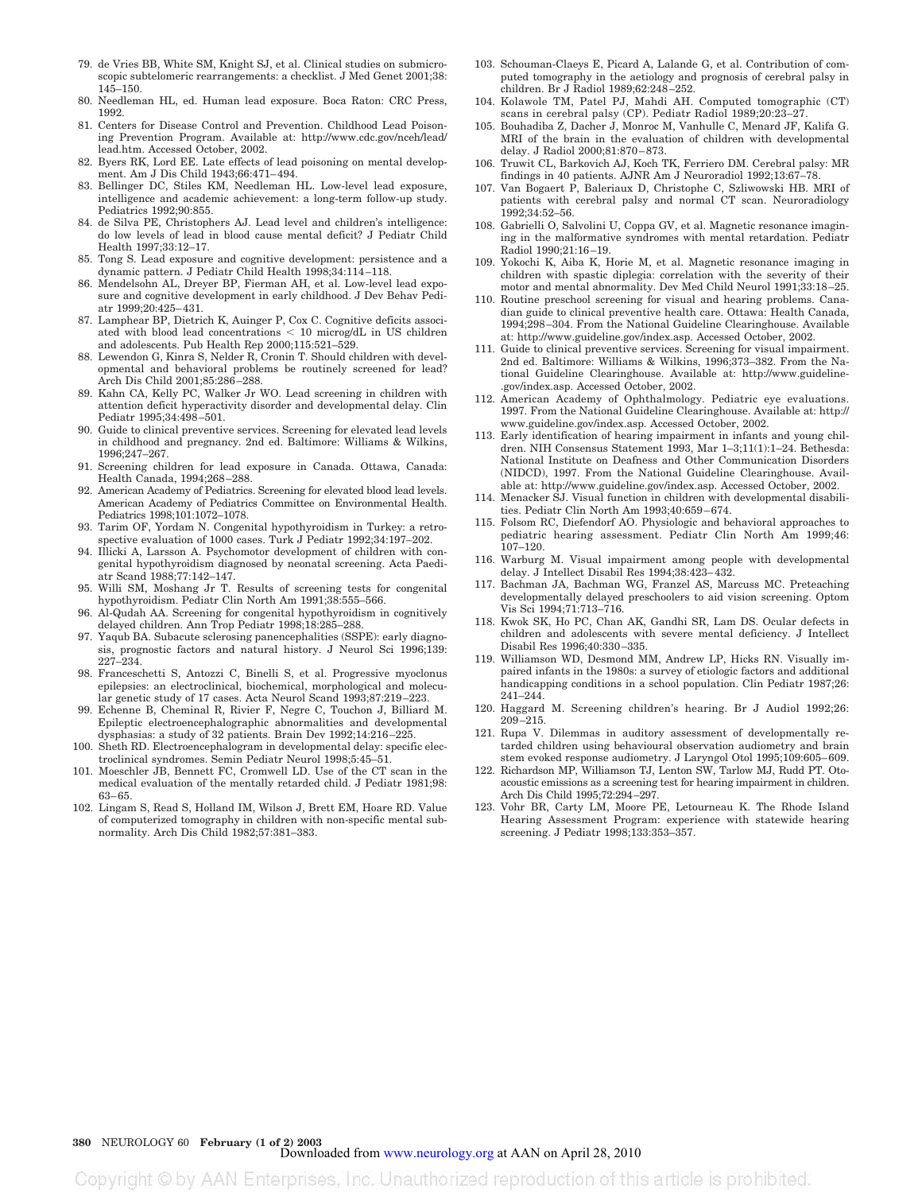79. de Vries BB, White SM, Knight SJ, et al. Clinical studies on submicroscopic subtelomeric rearrangements: a checklist. J Med Genet 2001;38:145–150.
80. Needleman HL, ed. Human lead exposure. Boca Raton: CRC Press, 1992.
81. Centers for Disease Control and Prevention. Childhood Lead Poisoning Prevention Program. Available at: http://www.cdc.gov/nceh/lead/lead.htm. Accessed October, 2002.
82. Byers RK, Lord EE. Late effects of lead poisoning on mental development. Am J Dis Child 1943;66:471–494.
83. Bellinger DC, Stiles KM, Needleman HL. Low-level lead exposure, intelligence and academic achievement: a long-term follow-up study. Pediatrics 1992;90:855.
84. de Silva PE, Christophers AJ. Lead level and children's intelligence: do low levels of lead in blood cause mental deficit? J Pediatr Child Health 1997;33:12–17.
85. Tong S. Lead exposure and cognitive development: persistence and a dynamic pattern. J Pediatr Child Health 1998;34:114–118.
86. Mendelsohn AL, Dreyer BP, Fierman AH, et al. Low-level lead exposure and cognitive development in early childhood. J Dev Behav Pediatr 1999;20:425–431.
87. Lamphear BP, Dietrich K, Auinger P, Cox C. Cognitive deficits associated with blood lead concentrations < 10 microg/dL in US children and adolescents. Pub Health Rep 2000;115:521–529.
88. Lewendon G, Kinra S, Nelder R, Cronin T. Should children with developmental and behavioral problems be routinely screened for lead? Arch Dis Child 2001;85:286–288.
89. Kahn CA, Kelly PC, Walker Jr WO. Lead screening in children with attention deficit hyperactivity disorder and developmental delay. Clin Pediatr 1995;34:498–501.
90. Guide to clinical preventive services. Screening for elevated lead levels in childhood and pregnancy. 2nd ed. Baltimore: Williams & Wilkins, 1996;247–267.
91. Screening children for lead exposure in Canada. Ottawa, Canada: Health Canada, 1994;268–288.
92. American Academy of Pediatrics. Screening for elevated blood lead levels. American Academy of Pediatrics Committee on Environmental Health. Pediatrics 1998;101:1072–1078.
93. Tarim OF, Yordam N. Congenital hypothyroidism in Turkey: a retrospective evaluation of 1000 cases. Turk J Pediatr 1992;34:197–202.
94. Illicki A, Larsson A. Psychomotor development of children with congenital hypothyroidism diagnosed by neonatal screening. Acta Paediatr Scand 1988;77:142–147.
95. Willi SM, Moshang Jr T. Results of screening tests for congenital hypothyroidism. Pediatr Clin North Am 1991;38:555–566.
96. Al-Qudah AA. Screening for congenital hypothyroidism in cognitively delayed children. Ann Trop Pediatr 1998;18:285–288.
97. Yaqub BA. Subacute sclerosing panencephalities (SSPE): early diagnosis, prognostic factors and natural history. J Neurol Sci 1996;139:227–234.
98. Franceschetti S, Antozzi C, Binelli S, et al. Progressive myoclonus epilepsies: an electroclinical, biochemical, morphological and molecular genetic study of 17 cases. Acta Neurol Scand 1993;87:219–223.
99. Echenne B, Cheminal R, Rivier F, Negre C, Touchon J, Billiard M. Epileptic electroencephalographic abnormalities and developmental dysphasias: a study of 32 patients. Brain Dev 1992;14:216–225.
100. Sheth RD. Electroencephalogram in developmental delay: specific electroclinical syndromes. Semin Pediatr Neurol 1998;5:45–51.
101. Moeschler JB, Bennett FC, Cromwell LD. Use of the CT scan in the medical evaluation of the mentally retarded child. J Pediatr 1981;98:63–65.
102. Lingam S, Read S, Holland IM, Wilson J, Brett EM, Hoare RD. Value of computerized tomography in children with non-specific mental subnormality. Arch Dis Child 1982;57:381–383.
103. Schouman-Claeys E, Picard A, Lalande G, et al. Contribution of computed tomography in the aetiology and prognosis of cerebral palsy in children. Br J Radiol 1989;62:248–252.
104. Kolawole TM, Patel PJ, Mahdi AH. Computed tomographic (CT) scans in cerebral palsy (CP). Pediatr Radiol 1989;20:23–27.
105. Bouhadiba Z, Dacher J, Monroc M, Vanhulle C, Menard JF, Kalifa G. MRI of the brain in the evaluation of children with developmental delay. J Radiol 2000;81:870–873.
106. Truwit CL, Barkovich AJ, Koch TK, Ferriero DM. Cerebral palsy: MR findings in 40 patients. AJNR Am J Neuroradiol 1992;13:67–78.
107. Van Bogaert P, Baleriaux D, Christophe C, Szliwowski HB. MRI of patients with cerebral palsy and normal CT scan. Neuroradiology 1992;34:52–56.
108. Gabrielli O, Salvolini U, Coppa GV, et al. Magnetic resonance imagining in the malformative syndromes with mental retardation. Pediatr Radiol 1990;21:16–19.
109. Yokochi K, Aiba K, Horie M, et al. Magnetic resonance imaging in children with spastic diplegia: correlation with the severity of their motor and mental abnormality. Dev Med Child Neurol 1991;33:18–25.
110. Routine preschool screening for visual and hearing problems. Canadian guide to clinical preventive health care. Ottawa: Health Canada, 1994;298–304. From the National Guideline Clearinghouse. Available at: http://www.guideline.gov/index.asp. Accessed October, 2002.
111. Guide to clinical preventive services. Screening for visual impairment. 2nd ed. Baltimore: Williams & Wilkins, 1996;373–382. From the National Guideline Clearinghouse. Available at: http://www.guideline.gov/index.asp. Accessed October, 2002.
112. American Academy of Ophthalmology. Pediatric eye evaluations. 1997. From the National Guideline Clearinghouse. Available at: http://www.guideline.gov/index.asp. Accessed October, 2002.
113. Early identification of hearing impairment in infants and young children. NIH Consensus Statement 1993, Mar 1–3;11(1):1–24. Bethesda: National Institute on Deafness and Other Communication Disorders (NIDCD), 1997. From the National Guideline Clearinghouse. Available at: http://www.guideline.gov/index.asp. Accessed October, 2002.
114. Menacker SJ. Visual function in children with developmental disabilities. Pediatr Clin North Am 1993;40:659–674.
115. Folsom RC, Diefendorf AO. Physiologic and behavioral approaches to pediatric hearing assessment. Pediatr Clin North Am 1999;46:107–120.
116. Warburg M. Visual impairment among people with developmental delay. J Intellect Disabil Res 1994;38:423–432.
117. Bachman JA, Bachman WG, Franzel AS, Marcuss MC. Preteaching developmentally delayed preschoolers to aid vision screening. Optom Vis Sci 1994;71:713–716.
118. Kwok SK, Ho PC, Chan AK, Gandhi SR, Lam DS. Ocular defects in children and adolescents with severe mental deficiency. J Intellect Disabil Res 1996;40:330–335.
119. Williamson WD, Desmond MM, Andrew LP, Hicks RN. Visually impaired infants in the 1980s: a survey of etiologic factors and additional handicapping conditions in a school population. Clin Pediatr 1987;26:241–244.
120. Haggard M. Screening children's hearing. Br J Audiol 1992;26:209–215.
121. Rupa V. Dilemmas in auditory assessment of developmentally retarded children using behavioural observation audiometry and brain stem evoked response audiometry. J Laryngol Otol 1995;109:605–609.
122. Richardson MP, Williamson TJ, Lenton SW, Tarlow MJ, Rudd PT. Otoacoustic emissions as a screening test for hearing impairment in children. Arch Dis Child 1995;72:294–297.
123. Vohr BR, Carty LM, Moore PE, Letourneau K. The Rhode Island Hearing Assessment Program: experience with statewide hearing screening. J Pediatr 1998;133:353–357.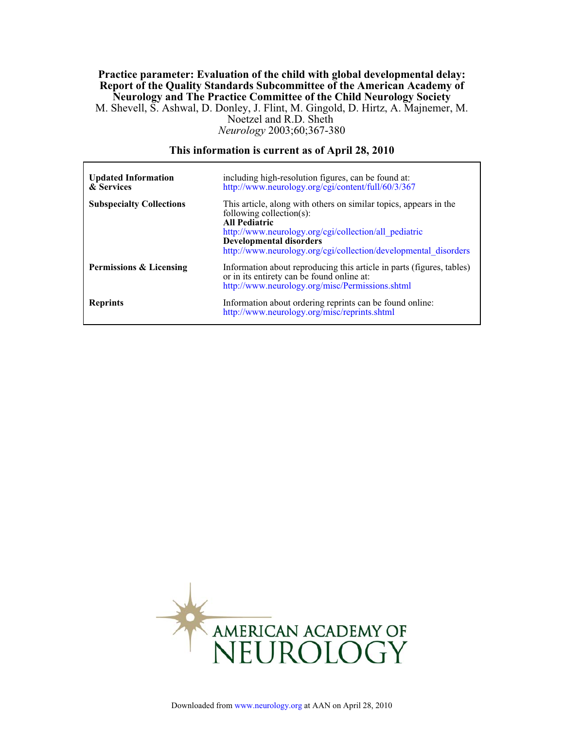**Practice parameter: Evaluation of the child with global developmental delay: Report of the Quality Standards Subcommittee of the American Academy of Neurology and The Practice Committee of the Child Neurology Society**

M. Shevell, S. Ashwal, D. Donley, J. Flint, M. Gingold, D. Hirtz, A. Majnemer, M. Noetzel and R.D. Sheth

*Neurology* 2003;60;367-380

**This information is current as of April 28, 2010**

| | |
|---|---|
| **Updated Information & Services** | including high-resolution figures, can be found at: http://www.neurology.org/cgi/content/full/60/3/367 |
| **Subspecialty Collections** | This article, along with others on similar topics, appears in the following collection(s): **All Pediatric** http://www.neurology.org/cgi/collection/all_pediatric **Developmental disorders** http://www.neurology.org/cgi/collection/developmental_disorders |
| **Permissions & Licensing** | Information about reproducing this article in parts (figures, tables) or in its entirety can be found online at: http://www.neurology.org/misc/Permissions.shtml |
| **Reprints** | Information about ordering reprints can be found online: http://www.neurology.org/misc/reprints.shtml |

AMERICAN ACADEMY OF NEUROLOGY

Downloaded from www.neurology.org at AAN on April 28, 2010